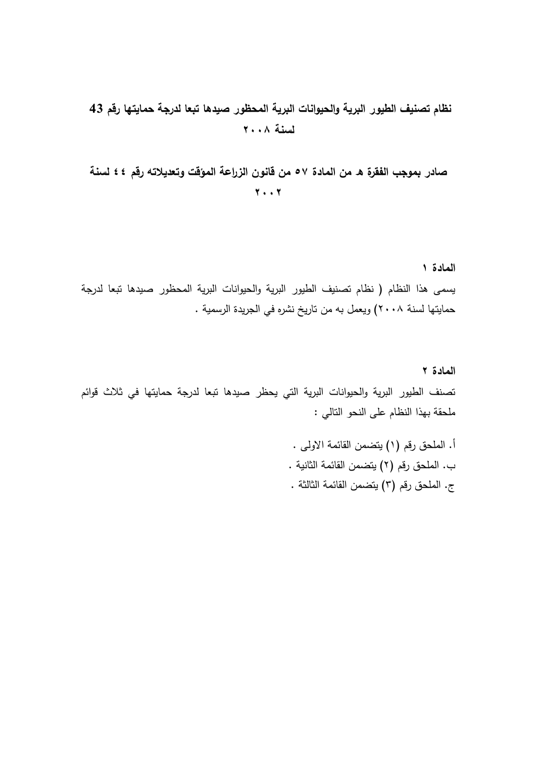# نظام تصنيف الطيور البرية والحيوانات البرية المحظور صيدها تبعا لدرجة حمايتها رقم 43 لسنة ٢٠٠٨

## صادر بموجب الفقرة هـ من المادة ٥٧ من قانون الزراعة المؤقت وتعديلاته رقم ٤٤ لسنة ٢٠٠٢

**المادة ١**

يسمى هذا النظام ( نظام تصنيف الطيور البرية والحيوانات البرية المحظور صيدها تبعا لدرجة حمايتها لسنة ٢٠٠٨) ويعمل به من تاريخ نشره في الجريدة الرسمية .

**المادة ٢**

تصنف الطيور البرية والحيوانات البرية التي يحظر صيدها تبعا لدرجة حمايتها في ثلاث قوائم ملحقة بهذا النظام على النحو التالي :

أ. الملحق رقم (١) يتضمن القائمة الاولى .
ب. الملحق رقم (٢) يتضمن القائمة الثانية .
ج. الملحق رقم (٣) يتضمن القائمة الثالثة .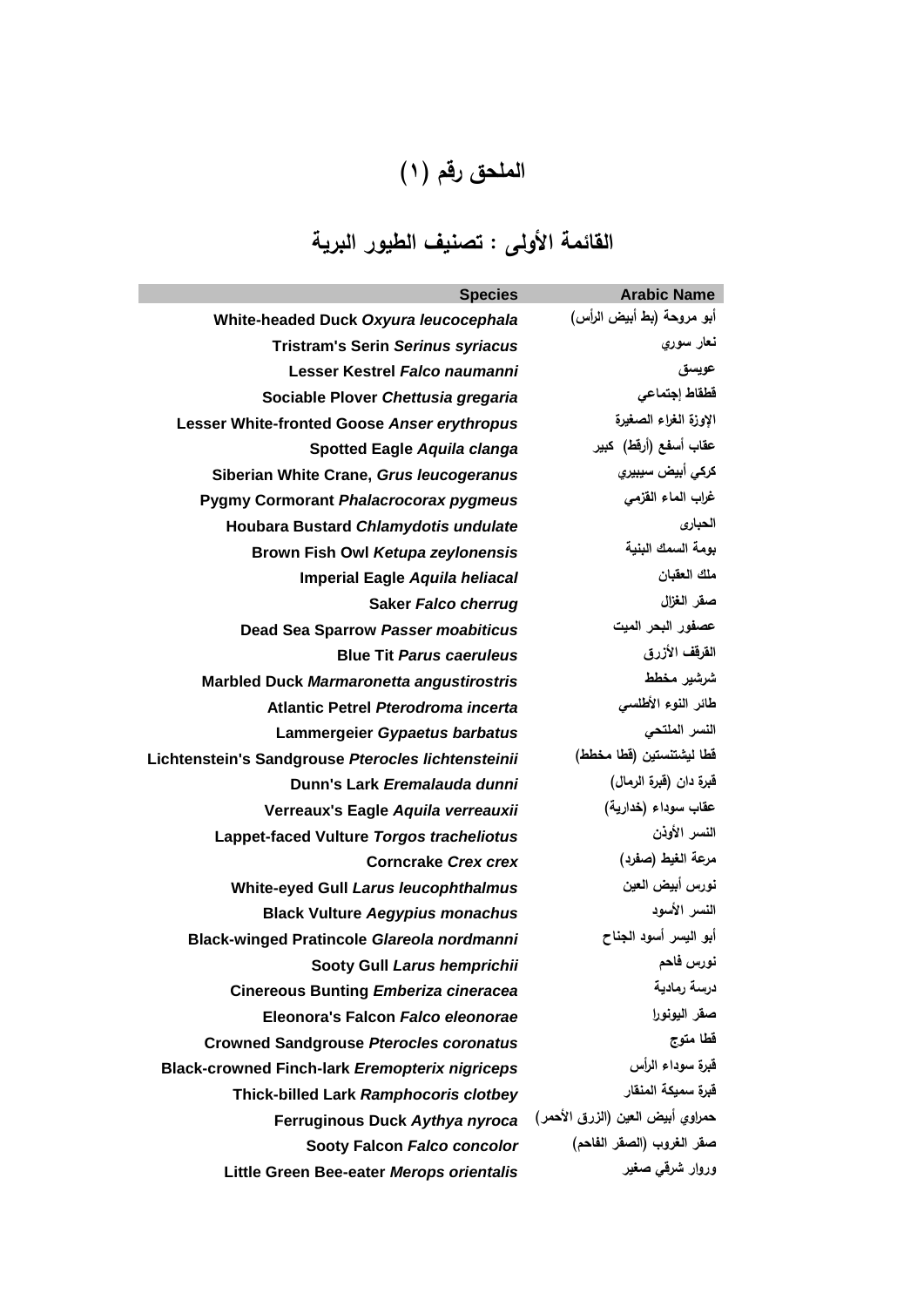# الملحق رقم (١)

## القائمة الأولى : تصنيف الطيور البرية

| Species | Arabic Name |
|---|---|
| White-headed Duck *Oxyura leucocephala* | أبو مروحة (بط أبيض الرأس) |
| Tristram's Serin *Serinus syriacus* | نعار سوري |
| Lesser Kestrel *Falco naumanni* | عويسق |
| Sociable Plover *Chettusia gregaria* | قطقاط إجتماعي |
| Lesser White-fronted Goose *Anser erythropus* | الإوزة الغراء الصغيرة |
| Spotted Eagle *Aquila clanga* | عقاب أسفع (أرقط) كبير |
| Siberian White Crane, *Grus leucogeranus* | كركي أبيض سيبيري |
| Pygmy Cormorant *Phalacrocorax pygmeus* | غراب الماء القزمي |
| Houbara Bustard *Chlamydotis undulate* | الحبارى |
| Brown Fish Owl *Ketupa zeylonensis* | بومة السمك البنية |
| Imperial Eagle *Aquila heliacal* | ملك العقبان |
| Saker *Falco cherrug* | صقر الغزال |
| Dead Sea Sparrow *Passer moabiticus* | عصفور البحر الميت |
| Blue Tit *Parus caeruleus* | القرقف الأزرق |
| Marbled Duck *Marmaronetta angustirostris* | شرشير مخطط |
| Atlantic Petrel *Pterodroma incerta* | طائر النوء الأطلسي |
| Lammergeier *Gypaetus barbatus* | النسر الملتحي |
| Lichtenstein's Sandgrouse *Pterocles lichtensteinii* | قطا ليشتنستين (قطا مخطط) |
| Dunn's Lark *Eremalauda dunni* | قبرة دان (قبرة الرمال) |
| Verreaux's Eagle *Aquila verreauxii* | عقاب سوداء (خدارية) |
| Lappet-faced Vulture *Torgos tracheliotus* | النسر الأوذن |
| Corncrake *Crex crex* | مرعة الغيط (صفرد) |
| White-eyed Gull *Larus leucophthalmus* | نورس أبيض العين |
| Black Vulture *Aegypius monachus* | النسر الأسود |
| Black-winged Pratincole *Glareola nordmanni* | أبو اليسر أسود الجناح |
| Sooty Gull *Larus hemprichii* | نورس فاحم |
| Cinereous Bunting *Emberiza cineracea* | درسة رمادية |
| Eleonora's Falcon *Falco eleonorae* | صقر اليونورا |
| Crowned Sandgrouse *Pterocles coronatus* | قطا متوج |
| Black-crowned Finch-lark *Eremopterix nigriceps* | قبرة سوداء الرأس |
| Thick-billed Lark *Ramphocoris clotbey* | قبرة سميكة المنقار |
| Ferruginous Duck *Aythya nyroca* | حمراوي أبيض العين (الزرق الأحمر) |
| Sooty Falcon *Falco concolor* | صقر الغروب (الصقر الفاحم) |
| Little Green Bee-eater *Merops orientalis* | وروار شرقي صغير |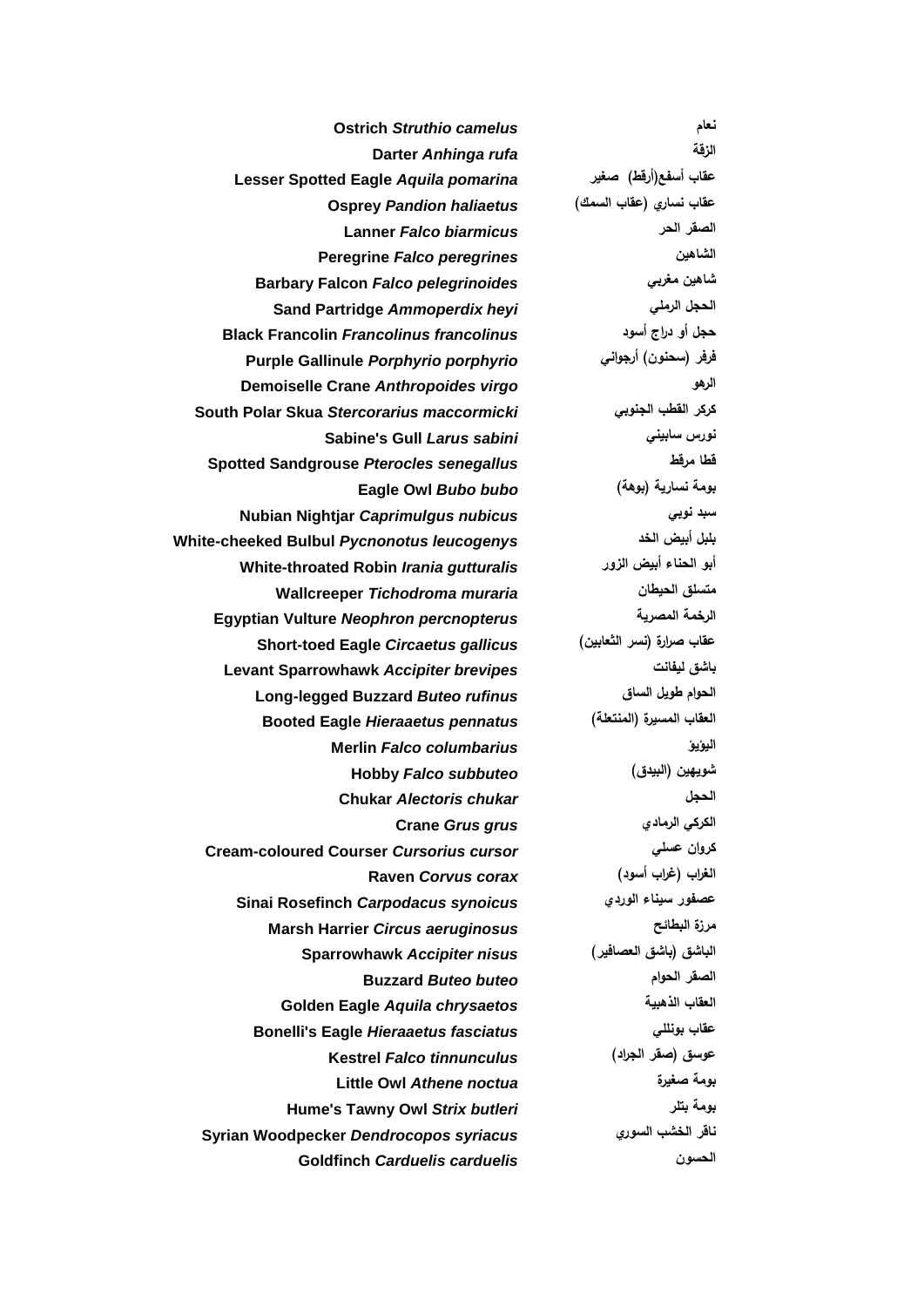| | |
|---|---|
| **Ostrich *Struthio camelus*** | **نعام** |
| **Darter *Anhinga rufa*** | **الزقة** |
| **Lesser Spotted Eagle *Aquila pomarina*** | **عقاب أسفع(أرقط) صغير** |
| **Osprey *Pandion haliaetus*** | **عقاب نساري (عقاب السمك)** |
| **Lanner *Falco biarmicus*** | **الصقر الحر** |
| **Peregrine *Falco peregrines*** | **الشاهين** |
| **Barbary Falcon *Falco pelegrinoides*** | **شاهين مغربي** |
| **Sand Partridge *Ammoperdix heyi*** | **الحجل الرملي** |
| **Black Francolin *Francolinus francolinus*** | **حجل أو دراج أسود** |
| **Purple Gallinule *Porphyrio porphyrio*** | **فرفر (سحنون) أرجواني** |
| **Demoiselle Crane *Anthropoides virgo*** | **الرهو** |
| **South Polar Skua *Stercorarius maccormicki*** | **كركر القطب الجنوبي** |
| **Sabine's Gull *Larus sabini*** | **نورس سابيني** |
| **Spotted Sandgrouse *Pterocles senegallus*** | **قطا مرقط** |
| **Eagle Owl *Bubo bubo*** | **بومة نسارية (بوهة)** |
| **Nubian Nightjar *Caprimulgus nubicus*** | **سبد نوبي** |
| **White-cheeked Bulbul *Pycnonotus leucogenys*** | **بلبل أبيض الخد** |
| **White-throated Robin *Irania gutturalis*** | **أبو الحناء أبيض الزور** |
| **Wallcreeper *Tichodroma muraria*** | **متسلق الحيطان** |
| **Egyptian Vulture *Neophron percnopterus*** | **الرخمة المصرية** |
| **Short-toed Eagle *Circaetus gallicus*** | **عقاب صرارة (نسر الثعابين)** |
| **Levant Sparrowhawk *Accipiter brevipes*** | **باشق ليفانت** |
| **Long-legged Buzzard *Buteo rufinus*** | **الحوام طويل الساق** |
| **Booted Eagle *Hieraaetus pennatus*** | **العقاب المسيرة (المنتعلة)** |
| **Merlin *Falco columbarius*** | **اليؤيؤ** |
| **Hobby *Falco subbuteo*** | **شويهين (البيدق)** |
| **Chukar *Alectoris chukar*** | **الحجل** |
| **Crane *Grus grus*** | **الكركي الرمادي** |
| **Cream-coloured Courser *Cursorius cursor*** | **كروان عسلي** |
| **Raven *Corvus corax*** | **الغراب (غراب أسود)** |
| **Sinai Rosefinch *Carpodacus synoicus*** | **عصفور سيناء الوردي** |
| **Marsh Harrier *Circus aeruginosus*** | **مرزة البطائح** |
| **Sparrowhawk *Accipiter nisus*** | **الباشق (باشق العصافير)** |
| **Buzzard *Buteo buteo*** | **الصقر الحوام** |
| **Golden Eagle *Aquila chrysaetos*** | **العقاب الذهبية** |
| **Bonelli's Eagle *Hieraaetus fasciatus*** | **عقاب بونللي** |
| **Kestrel *Falco tinnunculus*** | **عوسق (صقر الجراد)** |
| **Little Owl *Athene noctua*** | **بومة صغيرة** |
| **Hume's Tawny Owl *Strix butleri*** | **بومة بتلر** |
| **Syrian Woodpecker *Dendrocopos syriacus*** | **ناقر الخشب السوري** |
| **Goldfinch *Carduelis carduelis*** | **الحسون** |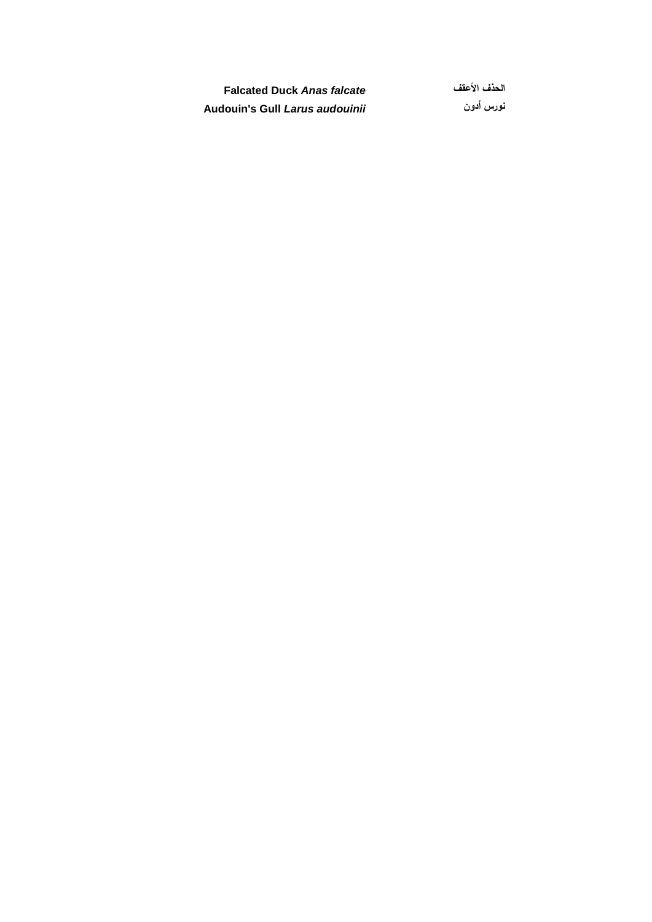| | |
|---|---|
| **Falcated Duck *Anas falcate*** | **الحذف الأعقف** |
| **Audouin's Gull *Larus audouinii*** | **نورس أدون** |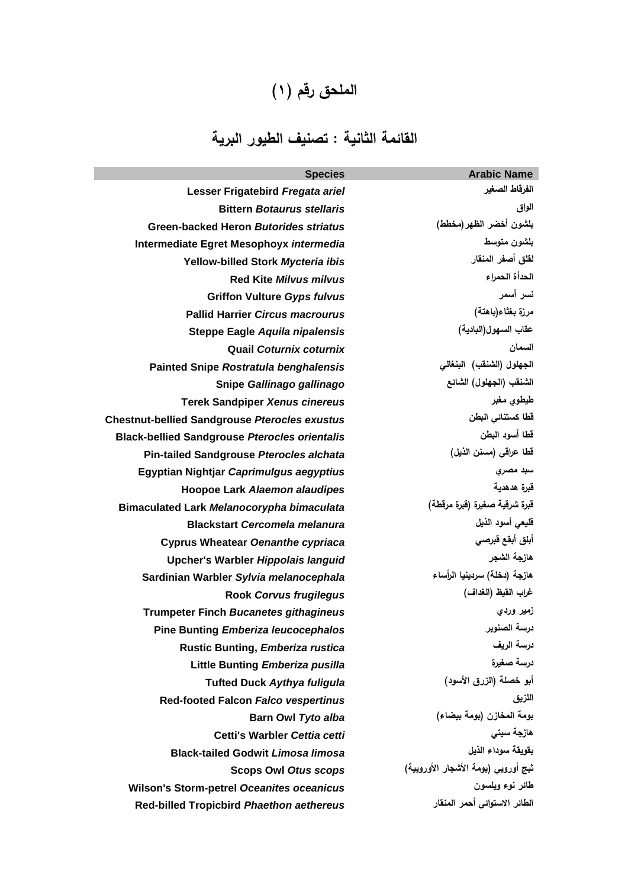# الملحق رقم (١)

## القائمة الثانية : تصنيف الطيور البرية

| Species | Arabic Name |
|---|---|
| **Lesser Frigatebird *Fregata ariel*** | الفرقاط الصغير |
| **Bittern *Botaurus stellaris*** | الواق |
| **Green-backed Heron *Butorides striatus*** | بلشون أخضر الظهر(مخطط) |
| **Intermediate Egret Mesophoyx *intermedia*** | بلشون متوسط |
| **Yellow-billed Stork *Mycteria ibis*** | لقلق أصفر المنقار |
| **Red Kite *Milvus milvus*** | الحدأة الحمراء |
| **Griffon Vulture *Gyps fulvus*** | نسر أسمر |
| **Pallid Harrier *Circus macrourus*** | مرزة بغثاء(باهتة) |
| **Steppe Eagle *Aquila nipalensis*** | عقاب السهول(البادية) |
| **Quail *Coturnix coturnix*** | السمان |
| **Painted Snipe *Rostratula benghalensis*** | الجهلول (الشنقب) البنغالي |
| **Snipe *Gallinago gallinago*** | الشنقب (الجهلول) الشائع |
| **Terek Sandpiper *Xenus cinereus*** | طيطوي مغبر |
| **Chestnut-bellied Sandgrouse *Pterocles exustus*** | قطا كستنائي البطن |
| **Black-bellied Sandgrouse *Pterocles orientalis*** | قطا أسود البطن |
| **Pin-tailed Sandgrouse *Pterocles alchata*** | قطا عراقي (مسنن الذيل) |
| **Egyptian Nightjar *Caprimulgus aegyptius*** | سبد مصري |
| **Hoopoe Lark *Alaemon alaudipes*** | قبرة هدهدية |
| **Bimaculated Lark *Melanocorypha bimaculata*** | قبرة شرقية صغيرة (قبرة مرقطة) |
| **Blackstart *Cercomela melanura*** | قليعي أسود الذيل |
| **Cyprus Wheatear *Oenanthe cypriaca*** | أبلق أبقع قبرصي |
| **Upcher's Warbler *Hippolais languid*** | هازجة الشجر |
| **Sardinian Warbler *Sylvia melanocephala*** | هازجة (دخلة) سردينيا الرأساء |
| **Rook *Corvus frugilegus*** | غراب القيظ (الغداف) |
| **Trumpeter Finch *Bucanetes githagineus*** | زمير وردي |
| **Pine Bunting *Emberiza leucocephalos*** | درسة الصنوبر |
| **Rustic Bunting, *Emberiza rustica*** | درسة الريف |
| **Little Bunting *Emberiza pusilla*** | درسة صغيرة |
| **Tufted Duck *Aythya fuligula*** | أبو خصلة (الزرق الأسود) |
| **Red-footed Falcon *Falco vespertinus*** | اللزيق |
| **Barn Owl *Tyto alba*** | بومة المخازن (بومة بيضاء) |
| **Cetti's Warbler *Cettia cetti*** | هازجة سيتي |
| **Black-tailed Godwit *Limosa limosa*** | بقويقة سوداء الذيل |
| **Scops Owl *Otus scops*** | ثبج أوروبي (بومة الأشجار الأوروبية) |
| **Wilson's Storm-petrel *Oceanites oceanicus*** | طائر نوء ويلسون |
| **Red-billed Tropicbird *Phaethon aethereus*** | الطائر الاستوائي أحمر المنقار |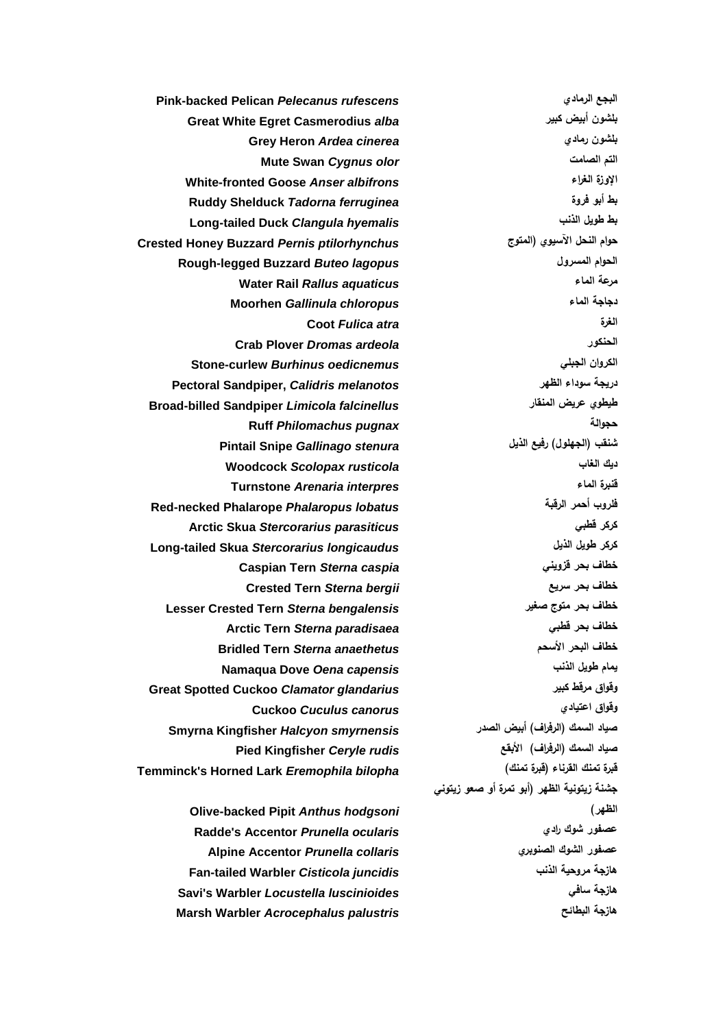| | |
|---|---|
| **Pink-backed Pelican *Pelecanus rufescens*** | **البجع الرمادي** |
| **Great White Egret Casmerodius *alba*** | **بلشون أبيض كبير** |
| **Grey Heron *Ardea cinerea*** | **بلشون رمادي** |
| **Mute Swan *Cygnus olor*** | **التم الصامت** |
| **White-fronted Goose *Anser albifrons*** | **الإوزة الغراء** |
| **Ruddy Shelduck *Tadorna ferruginea*** | **بط أبو فروة** |
| **Long-tailed Duck *Clangula hyemalis*** | **بط طويل الذنب** |
| **Crested Honey Buzzard *Pernis ptilorhynchus*** | **حوام النحل الآسيوي (المتوج** |
| **Rough-legged Buzzard *Buteo lagopus*** | **الحوام المسرول** |
| **Water Rail *Rallus aquaticus*** | **مرعة الماء** |
| **Moorhen *Gallinula chloropus*** | **دجاجة الماء** |
| **Coot *Fulica atra*** | **الغرة** |
| **Crab Plover *Dromas ardeola*** | **الحنكور** |
| **Stone-curlew *Burhinus oedicnemus*** | **الكروان الجبلي** |
| **Pectoral Sandpiper, *Calidris melanotos*** | **دريجة سوداء الظهر** |
| **Broad-billed Sandpiper *Limicola falcinellus*** | **طيطوي عريض المنقار** |
| **Ruff *Philomachus pugnax*** | **حجوالة** |
| **Pintail Snipe *Gallinago stenura*** | **شنقب (الجهلول) رفيع الذيل** |
| **Woodcock *Scolopax rusticola*** | **ديك الغاب** |
| **Turnstone *Arenaria interpres*** | **قنبرة الماء** |
| **Red-necked Phalarope *Phalaropus lobatus*** | **فلروب أحمر الرقبة** |
| **Arctic Skua *Stercorarius parasiticus*** | **كركر قطبي** |
| **Long-tailed Skua *Stercorarius longicaudus*** | **كركر طويل الذيل** |
| **Caspian Tern *Sterna caspia*** | **خطاف بحر قزويني** |
| **Crested Tern *Sterna bergii*** | **خطاف بحر سريع** |
| **Lesser Crested Tern *Sterna bengalensis*** | **خطاف بحر متوج صغير** |
| **Arctic Tern *Sterna paradisaea*** | **خطاف بحر قطبي** |
| **Bridled Tern *Sterna anaethetus*** | **خطاف البحر الأسحم** |
| **Namaqua Dove *Oena capensis*** | **يمام طويل الذنب** |
| **Great Spotted Cuckoo *Clamator glandarius*** | **وقواق مرقط كبير** |
| **Cuckoo *Cuculus canorus*** | **وقواق اعتيادي** |
| **Smyrna Kingfisher *Halcyon smyrnensis*** | **صياد السمك (الرفراف) أبيض الصدر** |
| **Pied Kingfisher *Ceryle rudis*** | **صياد السمك (الرفراف) الأبقع** |
| **Temminck's Horned Lark *Eremophila bilopha*** | **قبرة تمنك القرناء (قبرة تمنك)** |
| **Olive-backed Pipit *Anthus hodgsoni*** | **جشنة زيتونية الظهر (أبو تمرة أو صعو زيتوني الظهر)** |
| **Radde's Accentor *Prunella ocularis*** | **عصفور شوك رادي** |
| **Alpine Accentor *Prunella collaris*** | **عصفور الشوك الصنوبري** |
| **Fan-tailed Warbler *Cisticola juncidis*** | **هازجة مروحية الذنب** |
| **Savi's Warbler *Locustella luscinioides*** | **هازجة سافي** |
| **Marsh Warbler *Acrocephalus palustris*** | **هازجة البطائح** |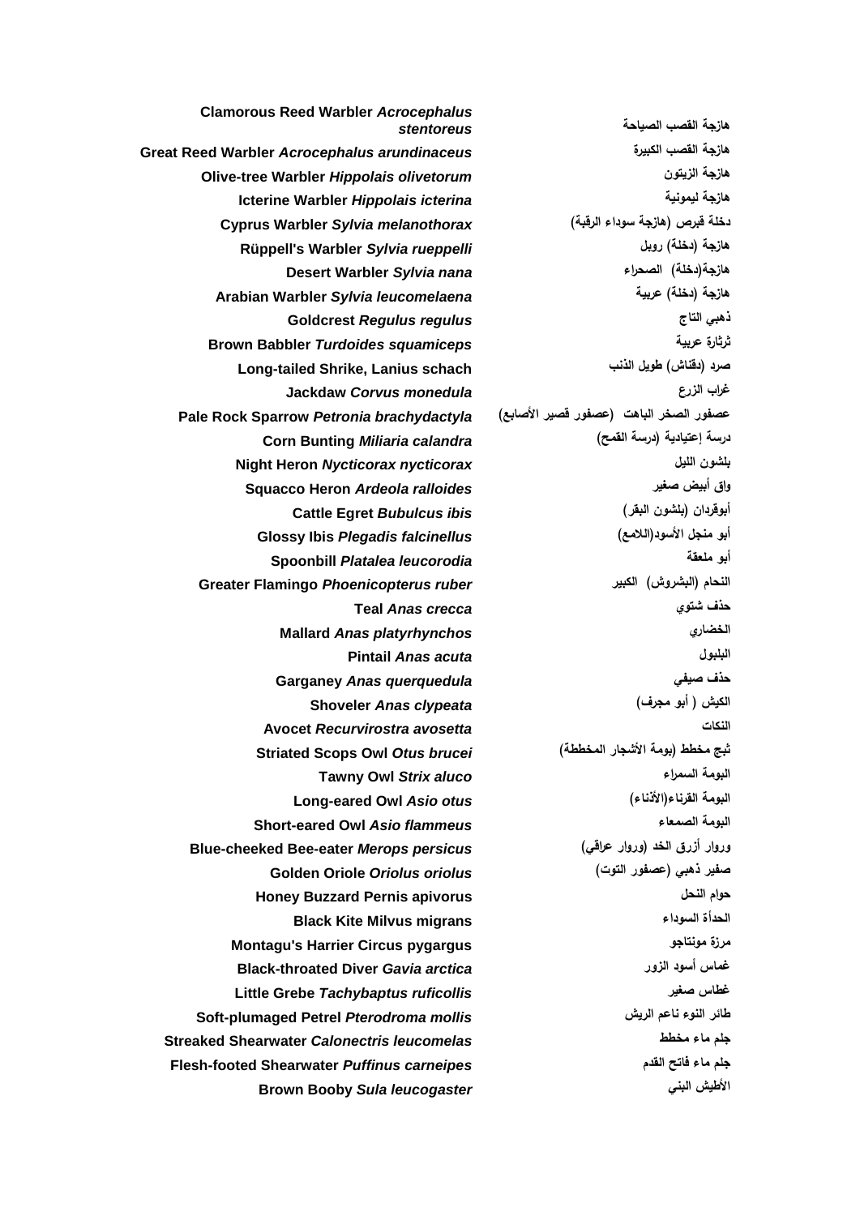| | |
|---|---|
| **Clamorous Reed Warbler *Acrocephalus stentoreus*** | **هازجة القصب الصياحة** |
| **Great Reed Warbler *Acrocephalus arundinaceus*** | **هازجة القصب الكبيرة** |
| **Olive-tree Warbler *Hippolais olivetorum*** | **هازجة الزيتون** |
| **Icterine Warbler *Hippolais icterina*** | **هازجة ليمونية** |
| **Cyprus Warbler *Sylvia melanothorax*** | **دخلة قبرص (هازجة سوداء الرقبة)** |
| **Rüppell's Warbler *Sylvia rueppelli*** | **هازجة (دخلة) روبل** |
| **Desert Warbler *Sylvia nana*** | **هازجة(دخلة) الصحراء** |
| **Arabian Warbler *Sylvia leucomelaena*** | **هازجة (دخلة) عربية** |
| **Goldcrest *Regulus regulus*** | **ذهبي التاج** |
| **Brown Babbler *Turdoides squamiceps*** | **ثرثارة عربية** |
| **Long-tailed Shrike, Lanius schach** | **صرد (دقناش) طويل الذنب** |
| **Jackdaw *Corvus monedula*** | **غراب الزرع** |
| **Pale Rock Sparrow *Petronia brachydactyla*** | **عصفور الصخر الباهت (عصفور قصير الأصابع)** |
| **Corn Bunting *Miliaria calandra*** | **درسة إعتيادية (درسة القمح)** |
| **Night Heron *Nycticorax nycticorax*** | **بلشون الليل** |
| **Squacco Heron *Ardeola ralloides*** | **واق أبيض صغير** |
| **Cattle Egret *Bubulcus ibis*** | **أبوقردان (بلشون البقر)** |
| **Glossy Ibis *Plegadis falcinellus*** | **أبو منجل الأسود(اللامع)** |
| **Spoonbill *Platalea leucorodia*** | **أبو ملعقة** |
| **Greater Flamingo *Phoenicopterus ruber*** | **النحام (البشروش) الكبير** |
| **Teal *Anas crecca*** | **حذف شتوي** |
| **Mallard *Anas platyrhynchos*** | **الخضاري** |
| **Pintail *Anas acuta*** | **البلبول** |
| **Garganey *Anas querquedula*** | **حذف صيفي** |
| **Shoveler *Anas clypeata*** | **الكيش ( أبو مجرف)** |
| **Avocet *Recurvirostra avosetta*** | **النكات** |
| **Striated Scops Owl *Otus brucei*** | **ثبج مخطط (بومة الأشجار المخططة)** |
| **Tawny Owl *Strix aluco*** | **البومة السمراء** |
| **Long-eared Owl *Asio otus*** | **البومة القرناء(الأذناء)** |
| **Short-eared Owl *Asio flammeus*** | **البومة الصمعاء** |
| **Blue-cheeked Bee-eater *Merops persicus*** | **وروار أزرق الخد (وروار عراقي)** |
| **Golden Oriole *Oriolus oriolus*** | **صفير ذهبي (عصفور التوت)** |
| **Honey Buzzard Pernis apivorus** | **حوام النحل** |
| **Black Kite Milvus migrans** | **الحدأة السوداء** |
| **Montagu's Harrier Circus pygargus** | **مرزة مونتاجو** |
| **Black-throated Diver *Gavia arctica*** | **غماس أسود الزور** |
| **Little Grebe *Tachybaptus ruficollis*** | **غطاس صغير** |
| **Soft-plumaged Petrel *Pterodroma mollis*** | **طائر النوء ناعم الريش** |
| **Streaked Shearwater *Calonectris leucomelas*** | **جلم ماء مخطط** |
| **Flesh-footed Shearwater *Puffinus carneipes*** | **جلم ماء فاتح القدم** |
| **Brown Booby *Sula leucogaster*** | **الأطيش البني** |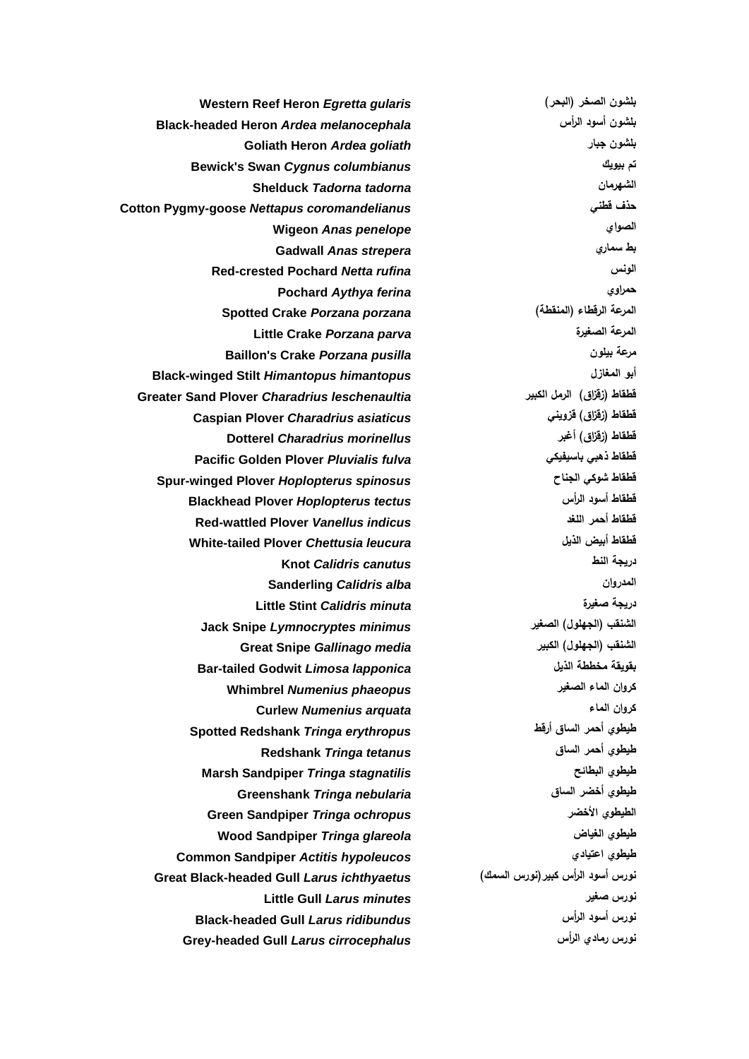| | |
|---|---|
| **Western Reef Heron *Egretta gularis*** | **بلشون الصخر (البحر)** |
| **Black-headed Heron *Ardea melanocephala*** | **بلشون أسود الرأس** |
| **Goliath Heron *Ardea goliath*** | **بلشون جبار** |
| **Bewick's Swan *Cygnus columbianus*** | **تم بيويك** |
| **Shelduck *Tadorna tadorna*** | **الشهرمان** |
| **Cotton Pygmy-goose *Nettapus coromandelianus*** | **حذف قطني** |
| **Wigeon *Anas penelope*** | **الصواي** |
| **Gadwall *Anas strepera*** | **بط سماري** |
| **Red-crested Pochard *Netta rufina*** | **الونس** |
| **Pochard *Aythya ferina*** | **حمراوي** |
| **Spotted Crake *Porzana porzana*** | **المرعة الرقطاء (المنقطة)** |
| **Little Crake *Porzana parva*** | **المرعة الصغيرة** |
| **Baillon's Crake *Porzana pusilla*** | **مرعة بيلون** |
| **Black-winged Stilt *Himantopus himantopus*** | **أبو المغازل** |
| **Greater Sand Plover *Charadrius leschenaultia*** | **قطقاط (زقزاق) الرمل الكبير** |
| **Caspian Plover *Charadrius asiaticus*** | **قطقاط (زقزاق) قزويني** |
| **Dotterel *Charadrius morinellus*** | **قطقاط (زقزاق) أغبر** |
| **Pacific Golden Plover *Pluvialis fulva*** | **قطقاط ذهبي باسيفيكي** |
| **Spur-winged Plover *Hoplopterus spinosus*** | **قطقاط شوكي الجناح** |
| **Blackhead Plover *Hoplopterus tectus*** | **قطقاط أسود الرأس** |
| **Red-wattled Plover *Vanellus indicus*** | **قطقاط أحمر اللغد** |
| **White-tailed Plover *Chettusia leucura*** | **قطقاط أبيض الذيل** |
| **Knot *Calidris canutus*** | **دريجة النط** |
| **Sanderling *Calidris alba*** | **المدروان** |
| **Little Stint *Calidris minuta*** | **دريجة صغيرة** |
| **Jack Snipe *Lymnocryptes minimus*** | **الشنقب (الجهلول) الصغير** |
| **Great Snipe *Gallinago media*** | **الشنقب (الجهلول) الكبير** |
| **Bar-tailed Godwit *Limosa lapponica*** | **بقويقة مخططة الذيل** |
| **Whimbrel *Numenius phaeopus*** | **كروان الماء الصغير** |
| **Curlew *Numenius arquata*** | **كروان الماء** |
| **Spotted Redshank *Tringa erythropus*** | **طيطوي أحمر الساق أرقط** |
| **Redshank *Tringa tetanus*** | **طيطوي أحمر الساق** |
| **Marsh Sandpiper *Tringa stagnatilis*** | **طيطوي البطائح** |
| **Greenshank *Tringa nebularia*** | **طيطوي أخضر الساق** |
| **Green Sandpiper *Tringa ochropus*** | **الطيطوي الأخضر** |
| **Wood Sandpiper *Tringa glareola*** | **طيطوي الغياض** |
| **Common Sandpiper *Actitis hypoleucos*** | **طيطوي اعتيادي** |
| **Great Black-headed Gull *Larus ichthyaetus*** | **نورس أسود الرأس كبير(نورس السمك)** |
| **Little Gull *Larus minutes*** | **نورس صغير** |
| **Black-headed Gull *Larus ridibundus*** | **نورس أسود الرأس** |
| **Grey-headed Gull *Larus cirrocephalus*** | **نورس رمادي الرأس** |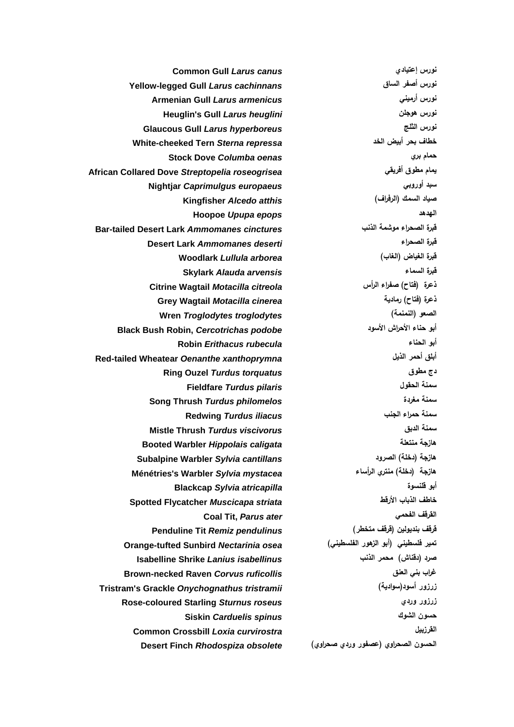| | |
|---|---|
| **Common Gull *Larus canus*** | **نورس إعتيادي** |
| **Yellow-legged Gull *Larus cachinnans*** | **نورس أصفر الساق** |
| **Armenian Gull *Larus armenicus*** | **نورس أرميني** |
| **Heuglin's Gull *Larus heuglini*** | **نورس هوجلن** |
| **Glaucous Gull *Larus hyperboreus*** | **نورس الثلج** |
| **White-cheeked Tern *Sterna repressa*** | **خطاف بحر أبيض الخد** |
| **Stock Dove *Columba oenas*** | **حمام بري** |
| **African Collared Dove *Streptopelia roseogrisea*** | **يمام مطوق أفريقي** |
| **Nightjar *Caprimulgus europaeus*** | **سبد أوروبي** |
| **Kingfisher *Alcedo atthis*** | **صياد السمك (الرفراف)** |
| **Hoopoe *Upupa epops*** | **الهدهد** |
| **Bar-tailed Desert Lark *Ammomanes cinctures*** | **قبرة الصحراء موشمة الذنب** |
| **Desert Lark *Ammomanes deserti*** | **قبرة الصحراء** |
| **Woodlark *Lullula arborea*** | **قبرة الغياض (الغاب)** |
| **Skylark *Alauda arvensis*** | **قبرة السماء** |
| **Citrine Wagtail *Motacilla citreola*** | **ذعرة (فتاح) صفراء الرأس** |
| **Grey Wagtail *Motacilla cinerea*** | **ذعرة (فتاح) رمادية** |
| **Wren *Troglodytes troglodytes*** | **الصعو (النمنمة)** |
| **Black Bush Robin, *Cercotrichas podobe*** | **أبو حناء الأحراش الأسود** |
| **Robin *Erithacus rubecula*** | **أبو الحناء** |
| **Red-tailed Wheatear *Oenanthe xanthoprymna*** | **أبلق أحمر الذيل** |
| **Ring Ouzel *Turdus torquatus*** | **دج مطوق** |
| **Fieldfare *Turdus pilaris*** | **سمنة الحقول** |
| **Song Thrush *Turdus philomelos*** | **سمنة مغردة** |
| **Redwing *Turdus iliacus*** | **سمنة حمراء الجنب** |
| **Mistle Thrush *Turdus viscivorus*** | **سمنة الدبق** |
| **Booted Warbler *Hippolais caligata*** | **هازجة منتعلة** |
| **Subalpine Warbler *Sylvia cantillans*** | **هازجة (دخلة) الصرود** |
| **Ménétries's Warbler *Sylvia mystacea*** | **هازجة (دخلة) منتري الرأساء** |
| **Blackcap *Sylvia atricapilla*** | **أبو قلنسوة** |
| **Spotted Flycatcher *Muscicapa striata*** | **خاطف الذباب الأرقط** |
| **Coal Tit, *Parus ater*** | **القرقف الفحمي** |
| **Penduline Tit *Remiz pendulinus*** | **قرقف بنديولين (قرقف متخطر)** |
| **Orange-tufted Sunbird *Nectarinia osea*** | **تمير فلسطيني (أبو الزهور الفلسطيني)** |
| **Isabelline Shrike *Lanius isabellinus*** | **صرد (دقناش) محمر الذنب** |
| **Brown-necked Raven *Corvus ruficollis*** | **غراب بني العنق** |
| **Tristram's Grackle *Onychognathus tristramii*** | **زرزور أسود(سوادية)** |
| **Rose-coloured Starling *Sturnus roseus*** | **زرزور وردي** |
| **Siskin *Carduelis spinus*** | **حسون الشوك** |
| **Common Crossbill *Loxia curvirostra*** | **القرزبيل** |
| **Desert Finch *Rhodospiza obsolete*** | **الحسون الصحراوي (عصفور وردي صحراوي)** |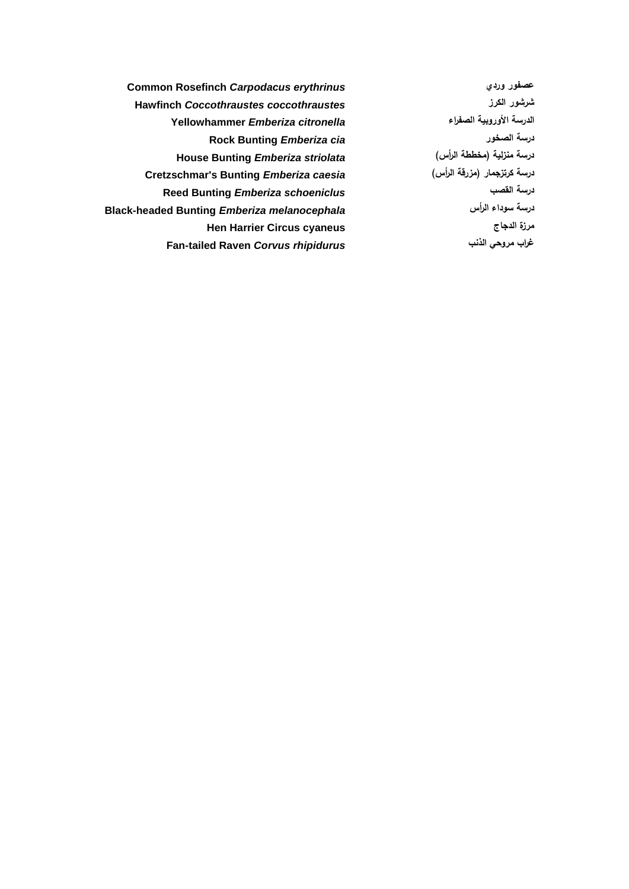| | |
|---|---|
| **Common Rosefinch *Carpodacus erythrinus*** | **عصفور وردي** |
| **Hawfinch *Coccothraustes coccothraustes*** | **شرشور الكرز** |
| **Yellowhammer *Emberiza citronella*** | **الدرسة الأوروبية الصفراء** |
| **Rock Bunting *Emberiza cia*** | **درسة الصخور** |
| **House Bunting *Emberiza striolata*** | **درسة منزلية (مخططة الرأس)** |
| **Cretzschmar's Bunting *Emberiza caesia*** | **درسة كرتزجمار (مزرقة الرأس)** |
| **Reed Bunting *Emberiza schoeniclus*** | **درسة القصب** |
| **Black-headed Bunting *Emberiza melanocephala*** | **درسة سوداء الرأس** |
| **Hen Harrier Circus cyaneus** | **مرزة الدجاج** |
| **Fan-tailed Raven *Corvus rhipidurus*** | **غراب مروحي الذنب** |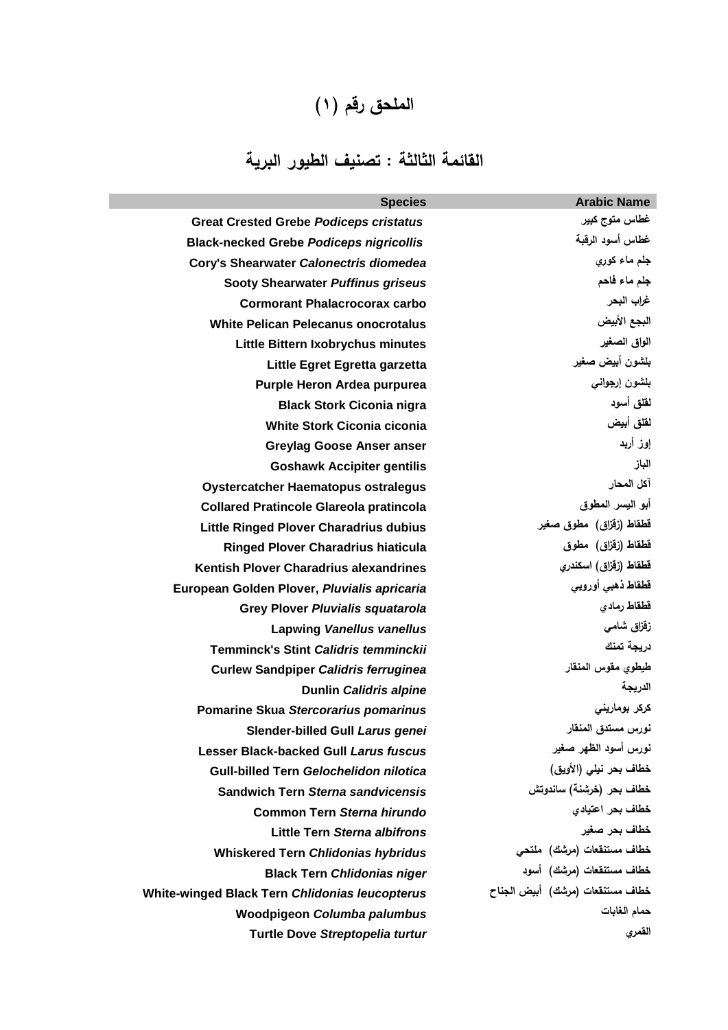# الملحق رقم (١)

## القائمة الثالثة : تصنيف الطيور البرية

| Species | Arabic Name |
|---|---|
| Great Crested Grebe *Podiceps cristatus* | غطاس متوج كبير |
| Black-necked Grebe *Podiceps nigricollis* | غطاس أسود الرقبة |
| Cory's Shearwater *Calonectris diomedea* | جلم ماء كوري |
| Sooty Shearwater *Puffinus griseus* | جلم ماء فاحم |
| Cormorant Phalacrocorax carbo | غراب البحر |
| White Pelican Pelecanus onocrotalus | البجع الأبيض |
| Little Bittern Ixobrychus minutes | الواق الصغير |
| Little Egret Egretta garzetta | بلشون أبيض صغير |
| Purple Heron Ardea purpurea | بلشون إرجواني |
| Black Stork Ciconia nigra | لقلق أسود |
| White Stork Ciconia ciconia | لقلق أبيض |
| Greylag Goose Anser anser | إوز أربد |
| Goshawk Accipiter gentilis | الباز |
| Oystercatcher Haematopus ostralegus | آكل المحار |
| Collared Pratincole Glareola pratincola | أبو اليسر المطوق |
| Little Ringed Plover Charadrius dubius | قطقاط (زقزاق) مطوق صغير |
| Ringed Plover Charadrius hiaticula | قطقاط (زقزاق) مطوق |
| Kentish Plover Charadrius alexandrines | قطقاط (زقزاق) اسكندري |
| European Golden Plover, *Pluvialis apricaria* | قطقاط ذهبي أوروبي |
| Grey Plover *Pluvialis squatarola* | قطقاط رمادي |
| Lapwing *Vanellus vanellus* | زقزاق شامي |
| Temminck's Stint *Calidris temminckii* | دريجة تمنك |
| Curlew Sandpiper *Calidris ferruginea* | طيطوي مقوس المنقار |
| Dunlin *Calidris alpine* | الدريجة |
| Pomarine Skua *Stercorarius pomarinus* | كركر بوماريني |
| Slender-billed Gull *Larus genei* | نورس مستدق المنقار |
| Lesser Black-backed Gull *Larus fuscus* | نورس أسود الظهر صغير |
| Gull-billed Tern *Gelochelidon nilotica* | خطاف بحر نيلي (الأويق) |
| Sandwich Tern *Sterna sandvicensis* | خطاف بحر (خرشنة) ساندوتش |
| Common Tern *Sterna hirundo* | خطاف بحر اعتيادي |
| Little Tern *Sterna albifrons* | خطاف بحر صغير |
| Whiskered Tern *Chlidonias hybridus* | خطاف مستنقعات (مرشك) ملتحي |
| Black Tern *Chlidonias niger* | خطاف مستنقعات (مرشك) أسود |
| White-winged Black Tern *Chlidonias leucopterus* | خطاف مستنقعات (مرشك) أبيض الجناح |
| Woodpigeon *Columba palumbus* | حمام الغابات |
| Turtle Dove *Streptopelia turtur* | القمري |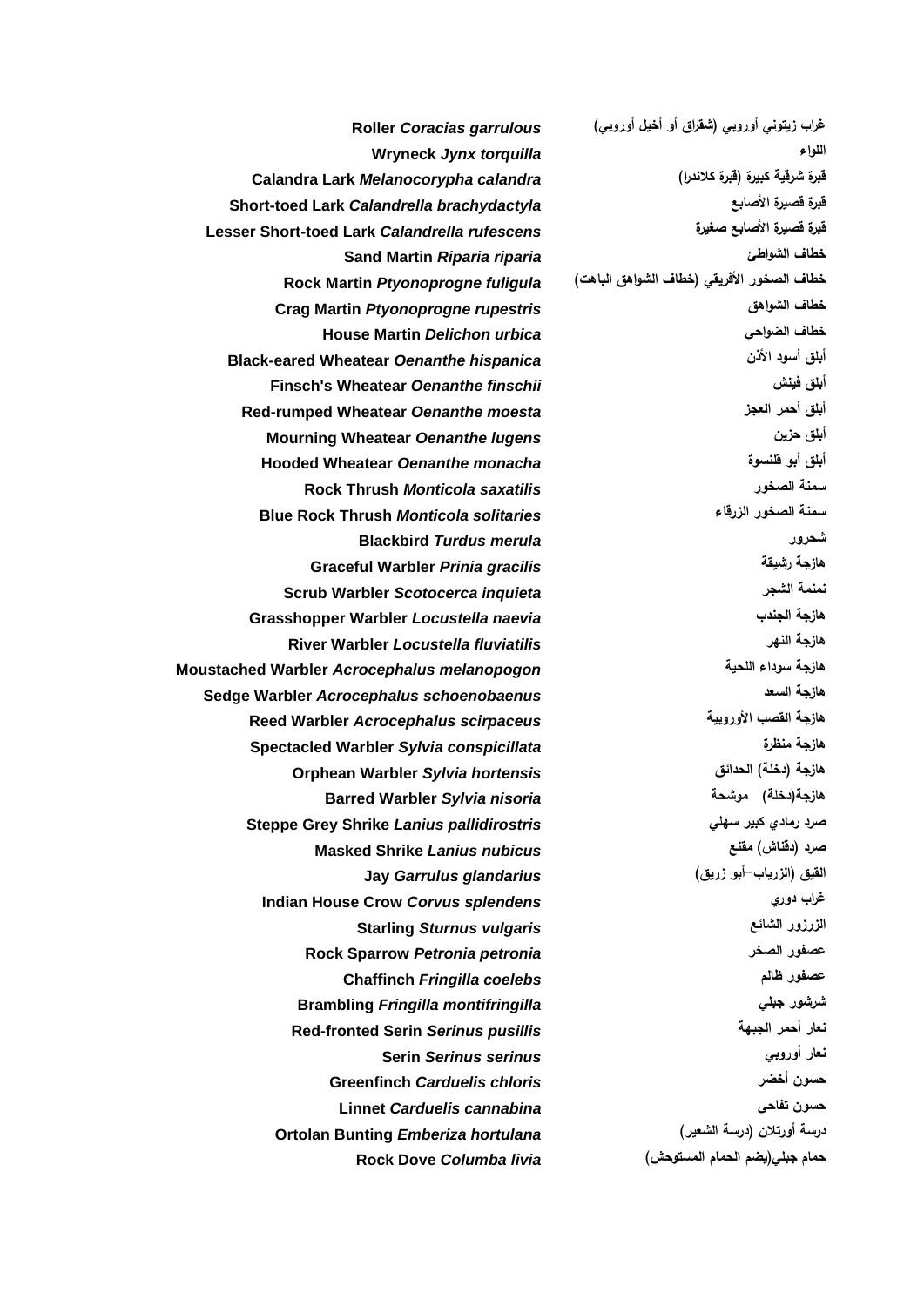| | |
|---|---|
| **Roller *Coracias garrulous*** | **غراب زيتوني أوروبي (شقراق أو أخيل أوروبي)** |
| **Wryneck *Jynx torquilla*** | **اللواء** |
| **Calandra Lark *Melanocorypha calandra*** | **قبرة شرقية كبيرة (قبرة كلاندرا)** |
| **Short-toed Lark *Calandrella brachydactyla*** | **قبرة قصيرة الأصابع** |
| **Lesser Short-toed Lark *Calandrella rufescens*** | **قبرة قصيرة الأصابع صغيرة** |
| **Sand Martin *Riparia riparia*** | **خطاف الشواطئ** |
| **Rock Martin *Ptyonoprogne fuligula*** | **خطاف الصخور الأفريقي (خطاف الشواهق الباهت)** |
| **Crag Martin *Ptyonoprogne rupestris*** | **خطاف الشواهق** |
| **House Martin *Delichon urbica*** | **خطاف الضواحي** |
| **Black-eared Wheatear *Oenanthe hispanica*** | **أبلق أسود الأذن** |
| **Finsch's Wheatear *Oenanthe finschii*** | **أبلق فينش** |
| **Red-rumped Wheatear *Oenanthe moesta*** | **أبلق أحمر العجز** |
| **Mourning Wheatear *Oenanthe lugens*** | **أبلق حزين** |
| **Hooded Wheatear *Oenanthe monacha*** | **أبلق أبو قلنسوة** |
| **Rock Thrush *Monticola saxatilis*** | **سمنة الصخور** |
| **Blue Rock Thrush *Monticola solitaries*** | **سمنة الصخور الزرقاء** |
| **Blackbird *Turdus merula*** | **شحرور** |
| **Graceful Warbler *Prinia gracilis*** | **هازجة رشيقة** |
| **Scrub Warbler *Scotocerca inquieta*** | **نمنمة الشجر** |
| **Grasshopper Warbler *Locustella naevia*** | **هازجة الجندب** |
| **River Warbler *Locustella fluviatilis*** | **هازجة النهر** |
| **Moustached Warbler *Acrocephalus melanopogon*** | **هازجة سوداء اللحية** |
| **Sedge Warbler *Acrocephalus schoenobaenus*** | **هازجة السعد** |
| **Reed Warbler *Acrocephalus scirpaceus*** | **هازجة القصب الأوروبية** |
| **Spectacled Warbler *Sylvia conspicillata*** | **هازجة منظرة** |
| **Orphean Warbler *Sylvia hortensis*** | **هازجة (دخلة) الحدائق** |
| **Barred Warbler *Sylvia nisoria*** | **هازجة(دخلة) موشحة** |
| **Steppe Grey Shrike *Lanius pallidirostris*** | **صرد رمادي كبير سهلي** |
| **Masked Shrike *Lanius nubicus*** | **صرد (دقناش) مقنع** |
| **Jay *Garrulus glandarius*** | **القيق (الزرياب–أبو زريق)** |
| **Indian House Crow *Corvus splendens*** | **غراب دوري** |
| **Starling *Sturnus vulgaris*** | **الزرزور الشائع** |
| **Rock Sparrow *Petronia petronia*** | **عصفور الصخر** |
| **Chaffinch *Fringilla coelebs*** | **عصفور ظالم** |
| **Brambling *Fringilla montifringilla*** | **شرشور جبلي** |
| **Red-fronted Serin *Serinus pusillis*** | **نعار أحمر الجبهة** |
| **Serin *Serinus serinus*** | **نعار أوروبي** |
| **Greenfinch *Carduelis chloris*** | **حسون أخضر** |
| **Linnet *Carduelis cannabina*** | **حسون تفاحي** |
| **Ortolan Bunting *Emberiza hortulana*** | **درسة أورتلان (درسة الشعير)** |
| **Rock Dove *Columba livia*** | **حمام جبلي(يضم الحمام المستوحش)** |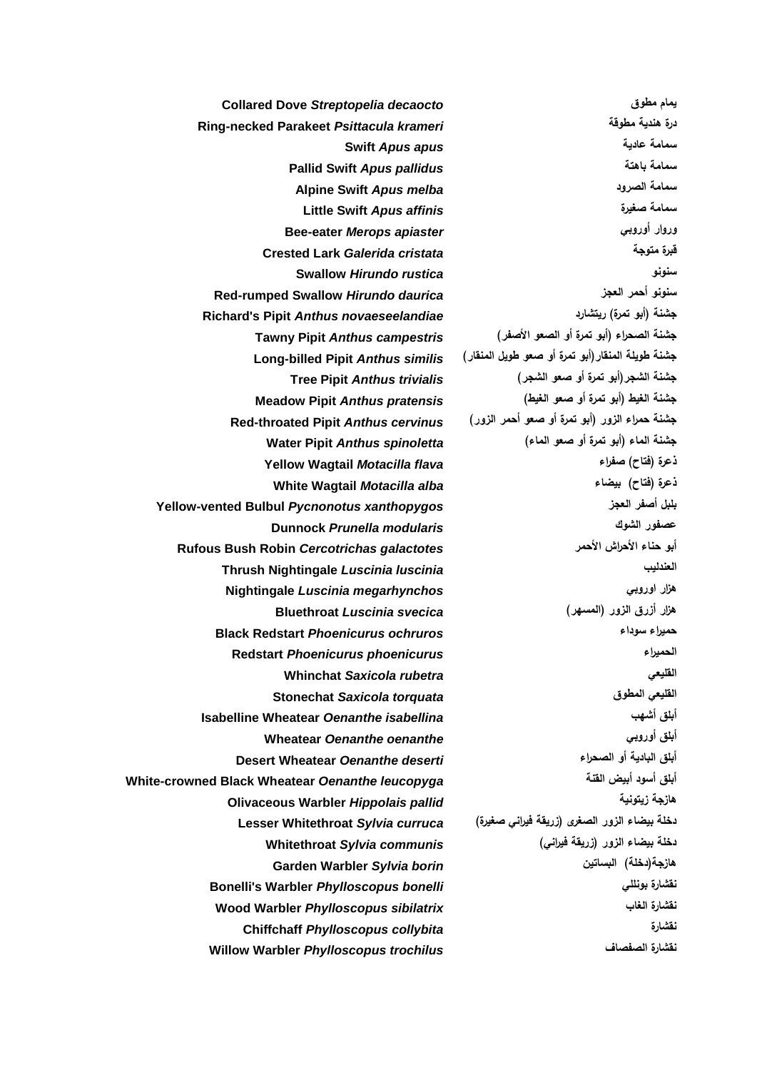| | |
|---|---|
| **Collared Dove *Streptopelia decaocto*** | **يمام مطوق** |
| **Ring-necked Parakeet *Psittacula krameri*** | **درة هندية مطوقة** |
| **Swift *Apus apus*** | **سمامة عادية** |
| **Pallid Swift *Apus pallidus*** | **سمامة باهتة** |
| **Alpine Swift *Apus melba*** | **سمامة الصرود** |
| **Little Swift *Apus affinis*** | **سمامة صغيرة** |
| **Bee-eater *Merops apiaster*** | **وروار أوروبي** |
| **Crested Lark *Galerida cristata*** | **قبرة متوجة** |
| **Swallow *Hirundo rustica*** | **سنونو** |
| **Red-rumped Swallow *Hirundo daurica*** | **سنونو أحمر العجز** |
| **Richard's Pipit *Anthus novaeseelandiae*** | **جشنة (أبو تمرة) ريتشارد** |
| **Tawny Pipit *Anthus campestris*** | **جشنة الصحراء (أبو تمرة أو الصعو الأصفر)** |
| **Long-billed Pipit *Anthus similis*** | **جشنة طويلة المنقار(أبو تمرة أو صعو طويل المنقار)** |
| **Tree Pipit *Anthus trivialis*** | **جشنة الشجر(أبو تمرة أو صعو الشجر)** |
| **Meadow Pipit *Anthus pratensis*** | **جشنة الغيط (أبو تمرة أو صعو الغيط)** |
| **Red-throated Pipit *Anthus cervinus*** | **جشنة حمراء الزور (أبو تمرة أو صعو أحمر الزور)** |
| **Water Pipit *Anthus spinoletta*** | **جشنة الماء (أبو تمرة أو صعو الماء)** |
| **Yellow Wagtail *Motacilla flava*** | **ذعرة (فتاح) صفراء** |
| **White Wagtail *Motacilla alba*** | **ذعرة (فتاح) بيضاء** |
| **Yellow-vented Bulbul *Pycnonotus xanthopygos*** | **بلبل أصفر العجز** |
| **Dunnock *Prunella modularis*** | **عصفور الشوك** |
| **Rufous Bush Robin *Cercotrichas galactotes*** | **أبو حناء الأحراش الأحمر** |
| **Thrush Nightingale *Luscinia luscinia*** | **العندليب** |
| **Nightingale *Luscinia megarhynchos*** | **هزار اوروبي** |
| **Bluethroat *Luscinia svecica*** | **هزار أزرق الزور (المسهر)** |
| **Black Redstart *Phoenicurus ochruros*** | **حميراء سوداء** |
| **Redstart *Phoenicurus phoenicurus*** | **الحميراء** |
| **Whinchat *Saxicola rubetra*** | **القليعي** |
| **Stonechat *Saxicola torquata*** | **القليعي المطوق** |
| **Isabelline Wheatear *Oenanthe isabellina*** | **أبلق أشهب** |
| **Wheatear *Oenanthe oenanthe*** | **أبلق أوروبي** |
| **Desert Wheatear *Oenanthe deserti*** | **أبلق البادية أو الصحراء** |
| **White-crowned Black Wheatear *Oenanthe leucopyga*** | **أبلق أسود أبيض القنة** |
| **Olivaceous Warbler *Hippolais pallid*** | **هازجة زيتونية** |
| **Lesser Whitethroat *Sylvia curruca*** | **دخلة بيضاء الزور الصغرى (زريقة فيراني صغيرة)** |
| **Whitethroat *Sylvia communis*** | **دخلة بيضاء الزور (زريقة فيراني)** |
| **Garden Warbler *Sylvia borin*** | **هازجة(دخلة) البساتين** |
| **Bonelli's Warbler *Phylloscopus bonelli*** | **نقشارة بونللي** |
| **Wood Warbler *Phylloscopus sibilatrix*** | **نقشارة الغاب** |
| **Chiffchaff *Phylloscopus collybita*** | **نقشارة** |
| **Willow Warbler *Phylloscopus trochilus*** | **نقشارة الصفصاف** |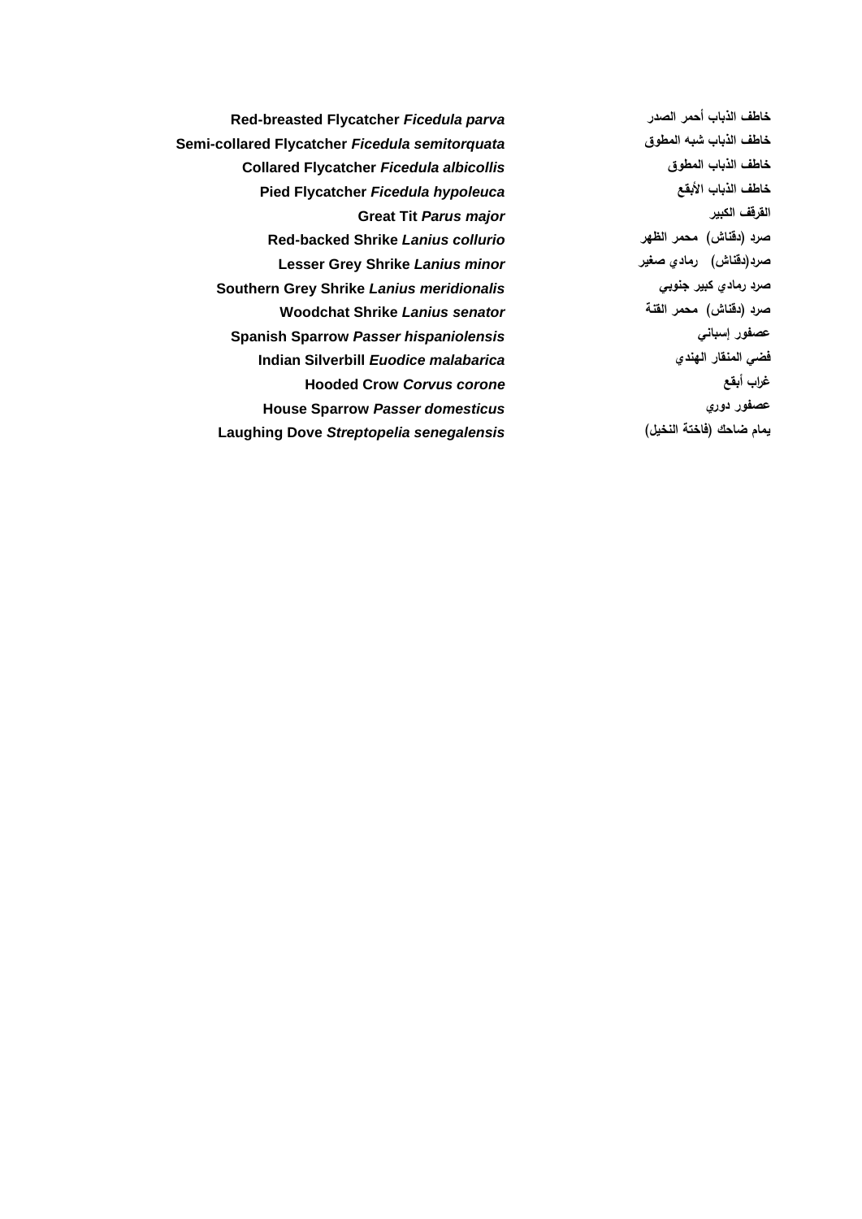| | |
|---|---|
| **Red-breasted Flycatcher *Ficedula parva*** | **خاطف الذباب أحمر الصدر** |
| **Semi-collared Flycatcher *Ficedula semitorquata*** | **خاطف الذباب شبه المطوق** |
| **Collared Flycatcher *Ficedula albicollis*** | **خاطف الذباب المطوق** |
| **Pied Flycatcher *Ficedula hypoleuca*** | **خاطف الذباب الأبقع** |
| **Great Tit *Parus major*** | **القرقف الكبير** |
| **Red-backed Shrike *Lanius collurio*** | **صرد (دقناش) محمر الظهر** |
| **Lesser Grey Shrike *Lanius minor*** | **صرد(دقناش) رمادي صغير** |
| **Southern Grey Shrike *Lanius meridionalis*** | **صرد رمادي كبير جنوبي** |
| **Woodchat Shrike *Lanius senator*** | **صرد (دقناش) محمر القنة** |
| **Spanish Sparrow *Passer hispaniolensis*** | **عصفور إسباني** |
| **Indian Silverbill *Euodice malabarica*** | **فضي المنقار الهندي** |
| **Hooded Crow *Corvus corone*** | **غراب أبقع** |
| **House Sparrow *Passer domesticus*** | **عصفور دوري** |
| **Laughing Dove *Streptopelia senegalensis*** | **يمام ضاحك (فاختة النخيل)** |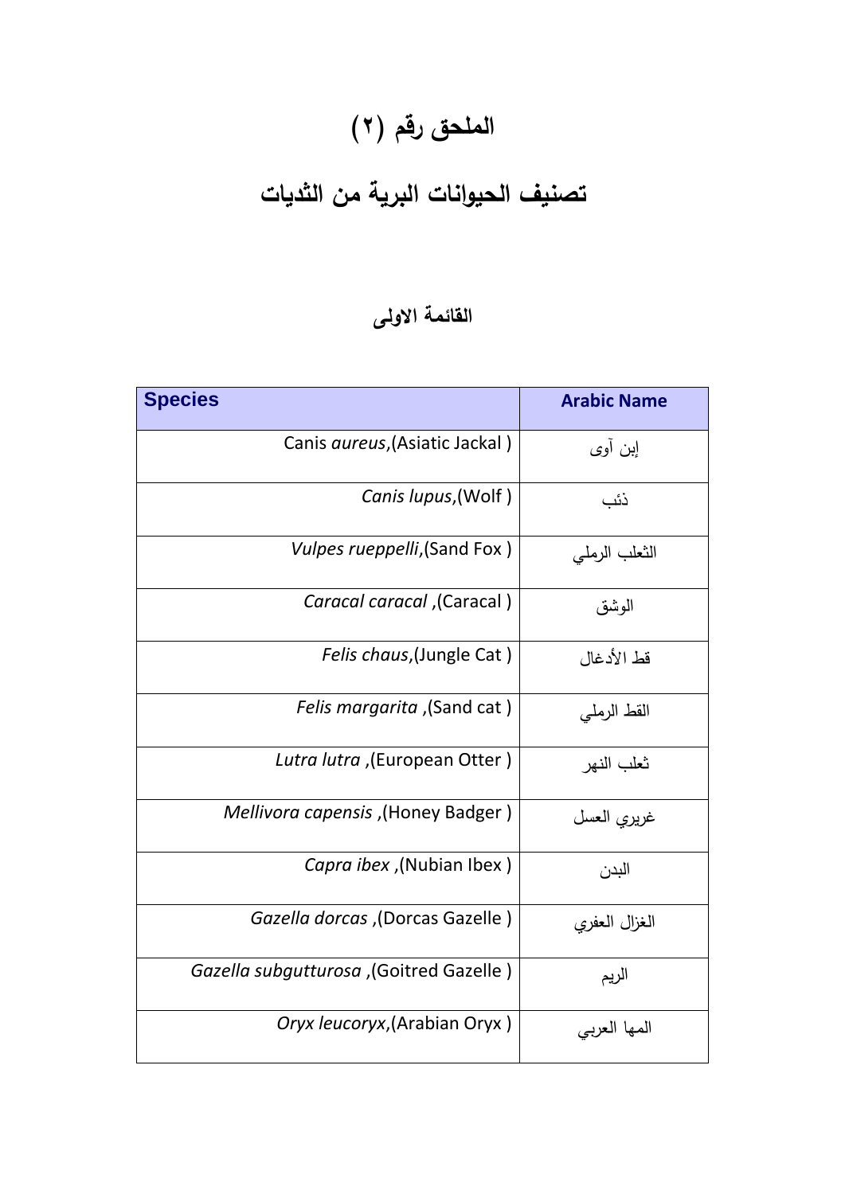# الملحق رقم (٢)

## تصنيف الحيوانات البرية من الثديات

### القائمة الاولى

| Species | Arabic Name |
|---|---|
| Canis *aureus*,(Asiatic Jackal ) | إبن آوى |
| *Canis lupus*,(Wolf ) | ذئب |
| *Vulpes rueppelli*,(Sand Fox ) | الثعلب الرملي |
| *Caracal caracal* ,(Caracal ) | الوشق |
| *Felis chaus*,(Jungle Cat ) | قط الأدغال |
| *Felis margarita* ,(Sand cat ) | القط الرملي |
| *Lutra lutra* ,(European Otter ) | ثعلب النهر |
| *Mellivora capensis* ,(Honey Badger ) | غريري العسل |
| *Capra ibex* ,(Nubian Ibex ) | البدن |
| *Gazella dorcas* ,(Dorcas Gazelle ) | الغزال العفري |
| *Gazella subgutturosa* ,(Goitred Gazelle ) | الريم |
| *Oryx leucoryx*,(Arabian Oryx ) | المها العربي |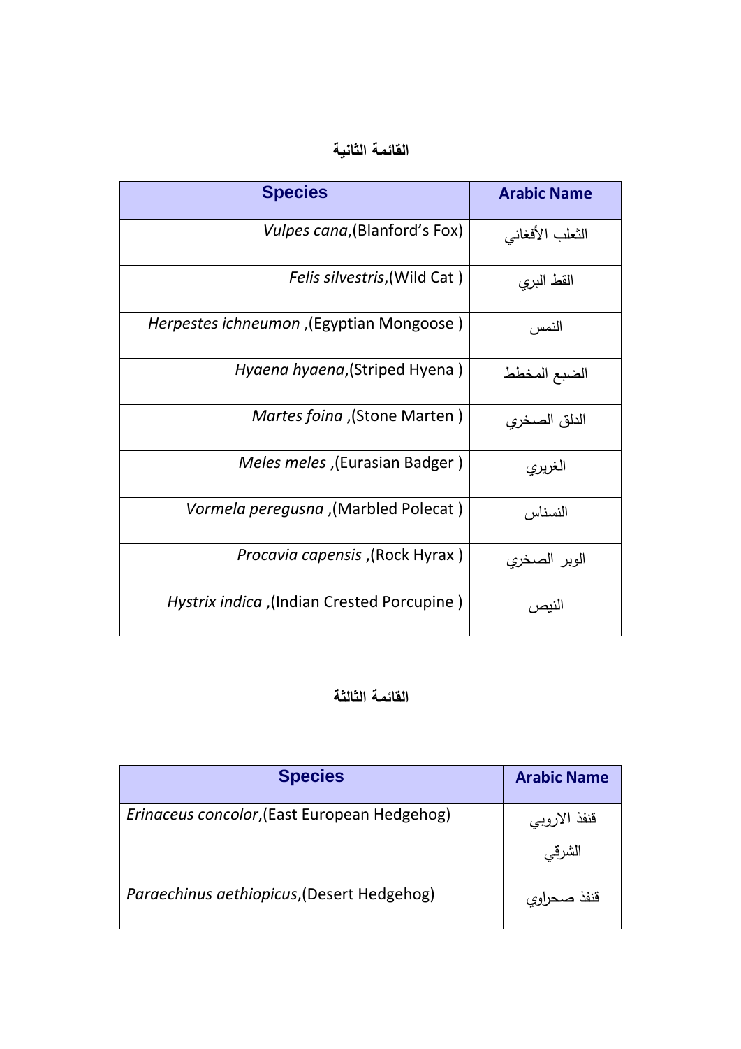## القائمة الثانية

| Species | Arabic Name |
|---|---|
| *Vulpes cana*,(Blanford's Fox) | الثعلب الأفغاني |
| *Felis silvestris*,(Wild Cat ) | القط البري |
| *Herpestes ichneumon* ,(Egyptian Mongoose ) | النمس |
| *Hyaena hyaena*,(Striped Hyena ) | الضبع المخطط |
| *Martes foina* ,(Stone Marten ) | الدلق الصخري |
| *Meles meles* ,(Eurasian Badger ) | الغريري |
| *Vormela peregusna* ,(Marbled Polecat ) | النسناس |
| *Procavia capensis* ,(Rock Hyrax ) | الوبر الصخري |
| *Hystrix indica* ,(Indian Crested Porcupine ) | النيص |

## القائمة الثالثة

| Species | Arabic Name |
|---|---|
| *Erinaceus concolor*,(East European Hedgehog) | قنفذ الاروبي الشرقي |
| *Paraechinus aethiopicus*,(Desert Hedgehog) | قنفذ صحراوي |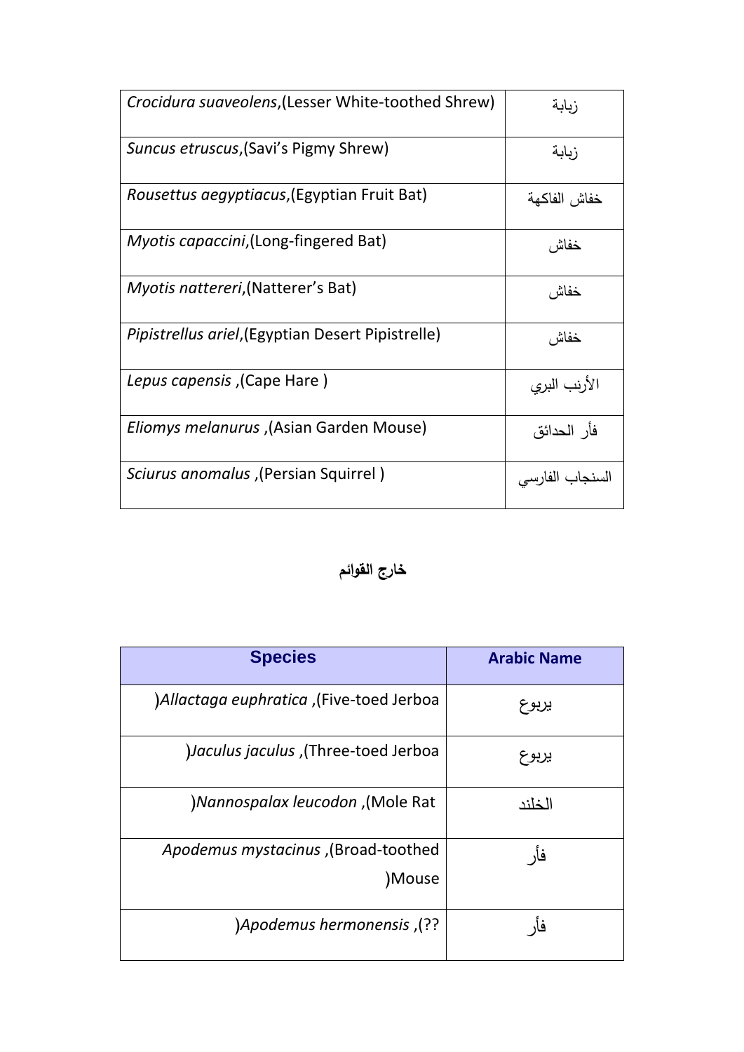| | |
|---|---|
| *Crocidura suaveolens*,(Lesser White-toothed Shrew) | زبابة |
| *Suncus etruscus*,(Savi's Pigmy Shrew) | زبابة |
| *Rousettus aegyptiacus*,(Egyptian Fruit Bat) | خفاش الفاكهة |
| *Myotis capaccini*,(Long-fingered Bat) | خفاش |
| *Myotis nattereri*,(Natterer's Bat) | خفاش |
| *Pipistrellus ariel*,(Egyptian Desert Pipistrelle) | خفاش |
| *Lepus capensis* ,(Cape Hare ) | الأرنب البري |
| *Eliomys melanurus* ,(Asian Garden Mouse) | فأر الحدائق |
| *Sciurus anomalus* ,(Persian Squirrel ) | السنجاب الفارسي |

**خارج القوائم**

| Species | Arabic Name |
|---|---|
| *Allactaga euphratica* ,(Five-toed Jerboa) | يربوع |
| *Jaculus jaculus* ,(Three-toed Jerboa) | يربوع |
| *Nannospalax leucodon* ,(Mole Rat) | الخلند |
| *Apodemus mystacinus* ,(Broad-toothed Mouse) | فأر |
| *Apodemus hermonensis* ,(??) | فأر |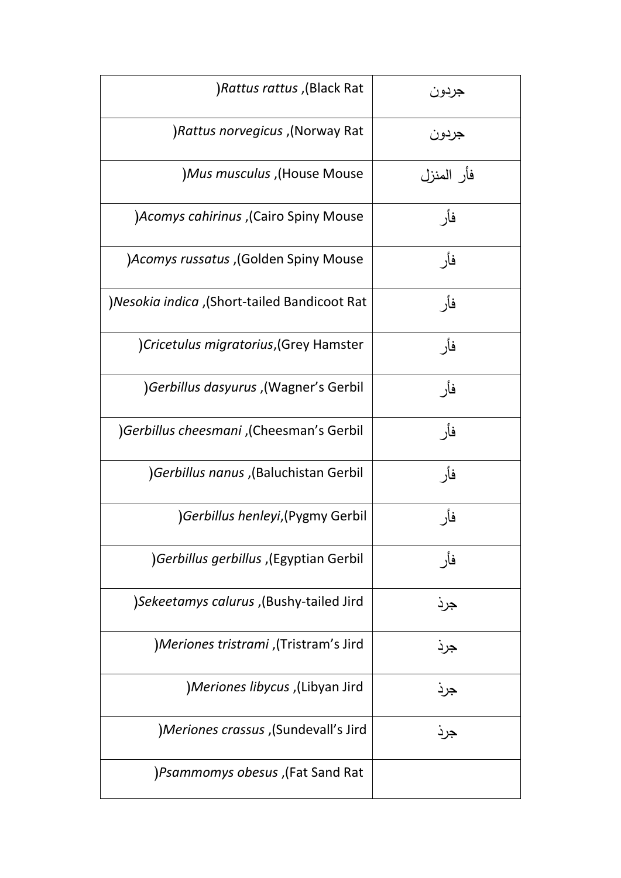| (Black Rat, *Rattus rattus*) | جردون |
|---|---|
| (Norway Rat, *Rattus norvegicus*) | جردون |
| (House Mouse, *Mus musculus*) | فأر المنزل |
| (Cairo Spiny Mouse, *Acomys cahirinus*) | فأر |
| (Golden Spiny Mouse, *Acomys russatus*) | فأر |
| (Short-tailed Bandicoot Rat, *Nesokia indica*) | فأر |
| (Grey Hamster, *Cricetulus migratorius*) | فأر |
| (Wagner's Gerbil, *Gerbillus dasyurus*) | فأر |
| (Cheesman's Gerbil, *Gerbillus cheesmani*) | فأر |
| (Baluchistan Gerbil, *Gerbillus nanus*) | فأر |
| (Pygmy Gerbil, *Gerbillus henleyi*) | فأر |
| (Egyptian Gerbil, *Gerbillus gerbillus*) | فأر |
| (Bushy-tailed Jird, *Sekeetamys calurus*) | جرذ |
| (Tristram's Jird, *Meriones tristrami*) | جرذ |
| (Libyan Jird, *Meriones libycus*) | جرذ |
| (Sundevall's Jird, *Meriones crassus*) | جرذ |
| (Fat Sand Rat, *Psammomys obesus*) | |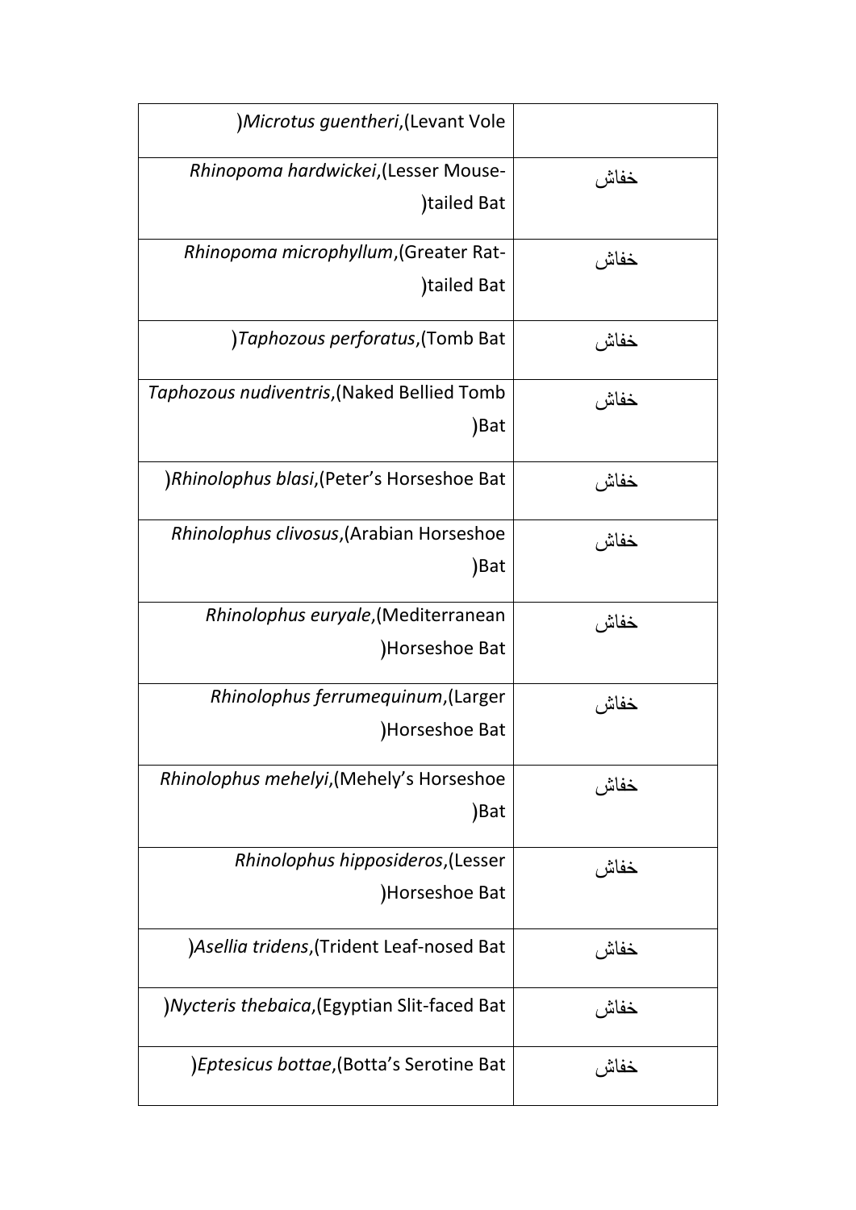| | |
|---|---|
| *Microtus guentheri*,(Levant Vole) | |
| *Rhinopoma hardwickei*,(Lesser Mouse-tailed Bat) | خفاش |
| *Rhinopoma microphyllum*,(Greater Rat-tailed Bat) | خفاش |
| *Taphozous perforatus*,(Tomb Bat) | خفاش |
| *Taphozous nudiventris*,(Naked Bellied Tomb Bat) | خفاش |
| *Rhinolophus blasi*,(Peter's Horseshoe Bat) | خفاش |
| *Rhinolophus clivosus*,(Arabian Horseshoe Bat) | خفاش |
| *Rhinolophus euryale*,(Mediterranean Horseshoe Bat) | خفاش |
| *Rhinolophus ferrumequinum*,(Larger Horseshoe Bat) | خفاش |
| *Rhinolophus mehelyi*,(Mehely's Horseshoe Bat) | خفاش |
| *Rhinolophus hipposideros*,(Lesser Horseshoe Bat) | خفاش |
| *Asellia tridens*,(Trident Leaf-nosed Bat) | خفاش |
| *Nycteris thebaica*,(Egyptian Slit-faced Bat) | خفاش |
| *Eptesicus bottae*,(Botta's Serotine Bat) | خفاش |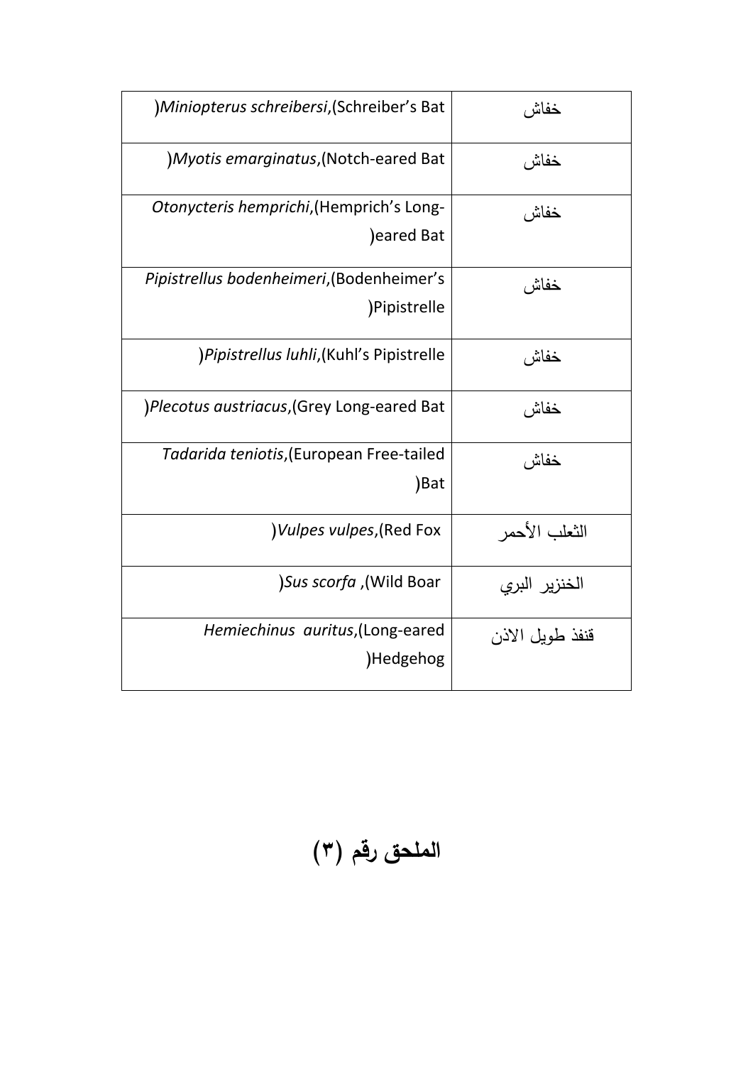| | |
|---|---|
| خفاش | (*Miniopterus schreibersi*,(Schreiber's Bat |
| خفاش | (*Myotis emarginatus*,(Notch-eared Bat |
| خفاش | *Otonycteris hemprichi*,(Hemprich's Long-eared Bat) |
| خفاش | *Pipistrellus bodenheimeri*,(Bodenheimer's Pipistrelle) |
| خفاش | (*Pipistrellus luhli*,(Kuhl's Pipistrelle |
| خفاش | (*Plecotus austriacus*,(Grey Long-eared Bat |
| خفاش | *Tadarida teniotis*,(European Free-tailed Bat) |
| الثعلب الأحمر | (*Vulpes vulpes*,(Red Fox |
| الخنزير البري | (*Sus scorfa* ,(Wild Boar |
| قنفذ طويل الاذن | *Hemiechinus auritus*,(Long-eared Hedgehog) |

# الملحق رقم (٣)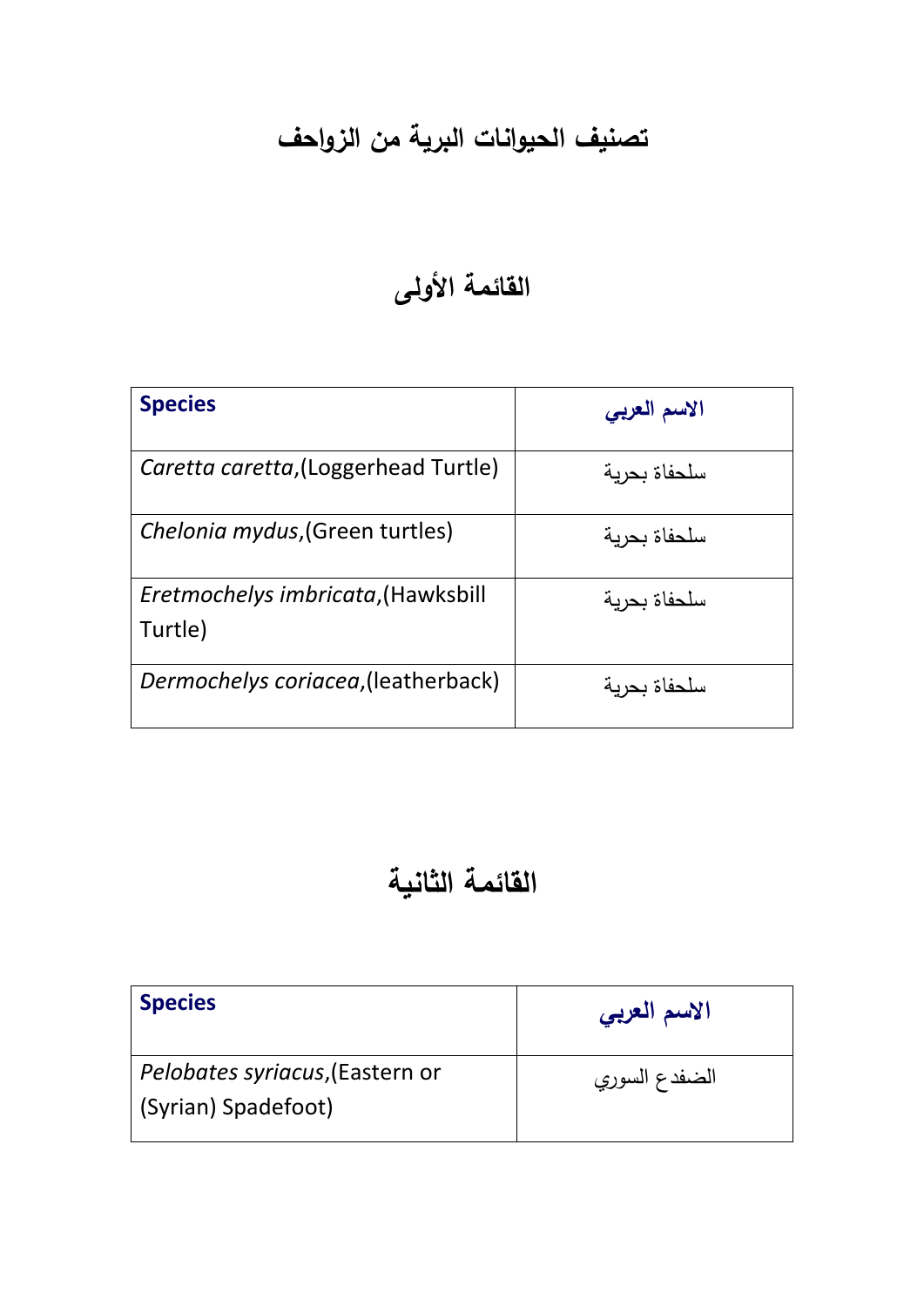# تصنيف الحيوانات البرية من الزواحف

## القائمة الأولى

| Species | الاسم العربي |
| --- | --- |
| *Caretta caretta*,(Loggerhead Turtle) | سلحفاة بحرية |
| *Chelonia mydus*,(Green turtles) | سلحفاة بحرية |
| *Eretmochelys imbricata*,(Hawksbill Turtle) | سلحفاة بحرية |
| *Dermochelys coriacea*,(leatherback) | سلحفاة بحرية |

## القائمة الثانية

| Species | الاسم العربي |
| --- | --- |
| *Pelobates syriacus*,(Eastern or (Syrian) Spadefoot) | الضفدع السوري |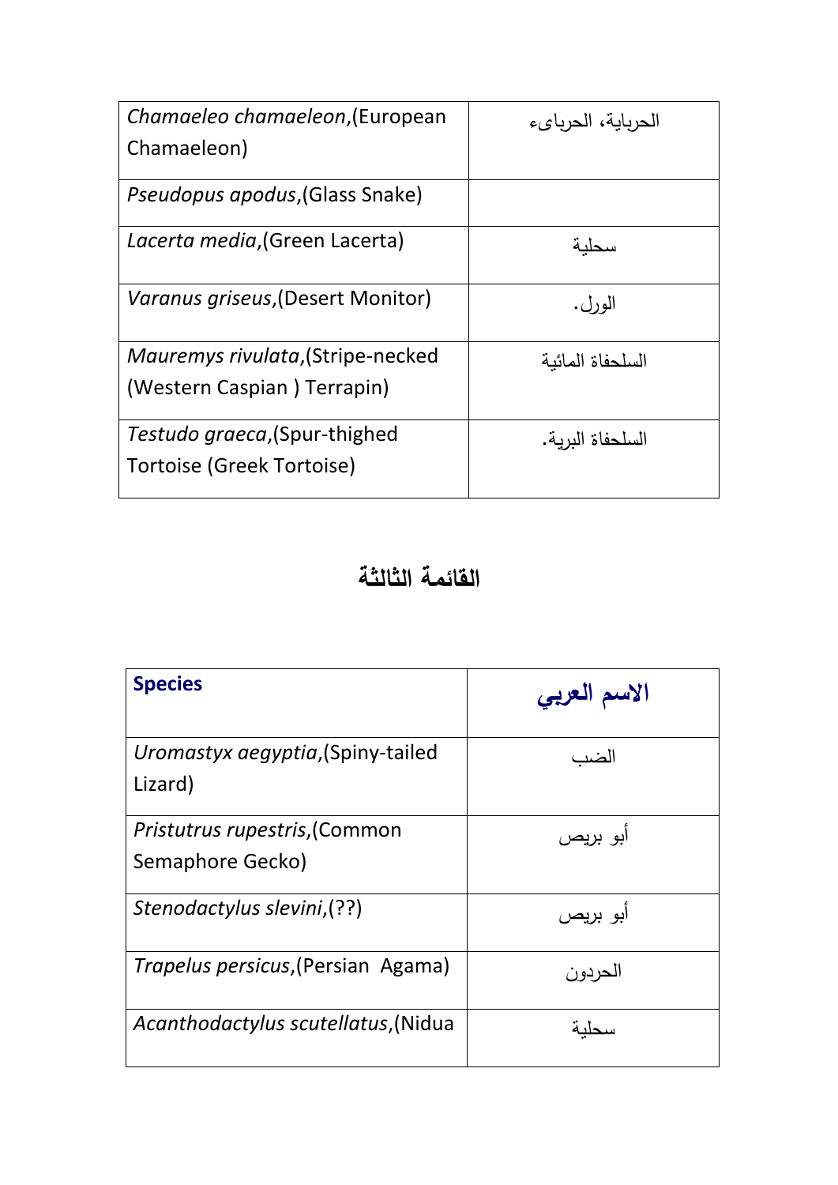| | |
|---|---|
| *Chamaeleo chamaeleon*,(European Chamaeleon) | الحرباية، الحرباىء |
| *Pseudopus apodus*,(Glass Snake) | |
| *Lacerta media*,(Green Lacerta) | سحلية |
| *Varanus griseus*,(Desert Monitor) | الورل. |
| *Mauremys rivulata*,(Stripe-necked (Western Caspian ) Terrapin) | السلحفاة المائية |
| *Testudo graeca*,(Spur-thighed Tortoise (Greek Tortoise) | السلحفاة البرية. |

## القائمة الثالثة

| **Species** | **الاسم العربي** |
|---|---|
| *Uromastyx aegyptia*,(Spiny-tailed Lizard) | الضب |
| *Pristutrus rupestris*,(Common Semaphore Gecko) | أبو بريص |
| *Stenodactylus slevini*,(??) | أبو بريص |
| *Trapelus persicus*,(Persian Agama) | الحردون |
| *Acanthodactylus scutellatus*,(Nidua | سحلية |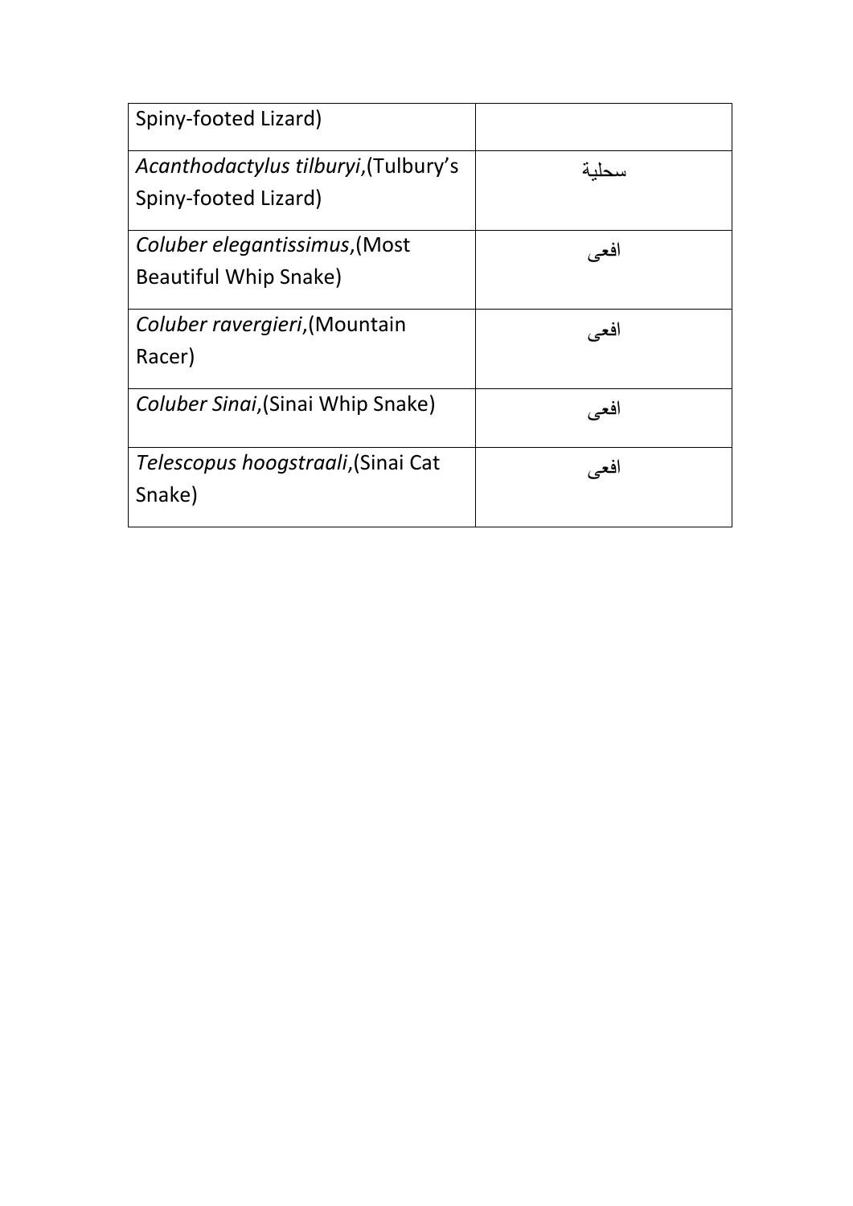| | |
|---|---|
| Spiny-footed Lizard) | |
| *Acanthodactylus tilburyi*,(Tulbury's Spiny-footed Lizard) | سحلية |
| *Coluber elegantissimus*,(Most Beautiful Whip Snake) | افعى |
| *Coluber ravergieri*,(Mountain Racer) | افعى |
| *Coluber Sinai*,(Sinai Whip Snake) | افعى |
| *Telescopus hoogstraali*,(Sinai Cat Snake) | افعى |